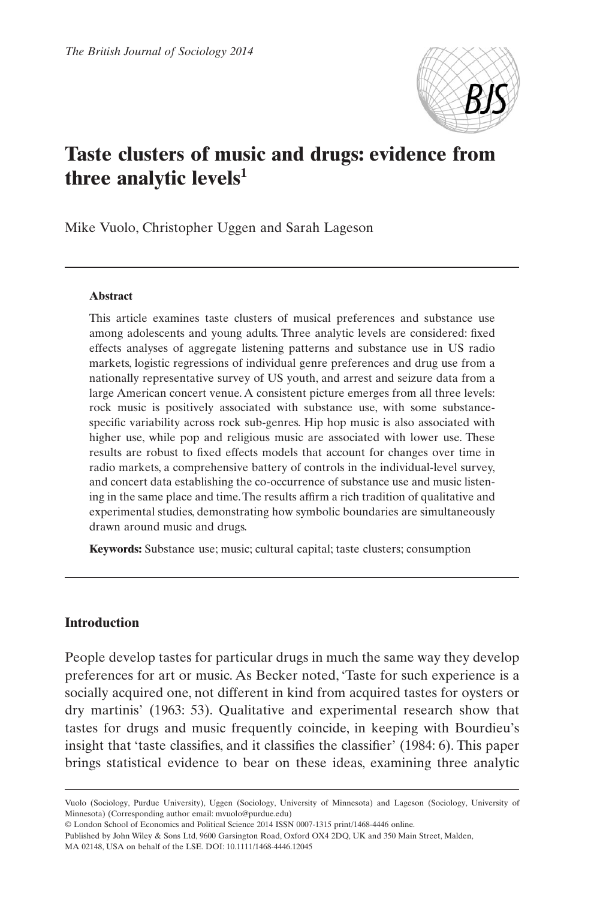*The British Journal of Sociology 2014*

# Taste clusters of music and drugs: evidence from three analytic levels[1]

Mike Vuolo, Christopher Uggen and Sarah Lageson

**Abstract**

This article examines taste clusters of musical preferences and substance use among adolescents and young adults. Three analytic levels are considered: fixed effects analyses of aggregate listening patterns and substance use in US radio markets, logistic regressions of individual genre preferences and drug use from a nationally representative survey of US youth, and arrest and seizure data from a large American concert venue. A consistent picture emerges from all three levels: rock music is positively associated with substance use, with some substance-specific variability across rock sub-genres. Hip hop music is also associated with higher use, while pop and religious music are associated with lower use. These results are robust to fixed effects models that account for changes over time in radio markets, a comprehensive battery of controls in the individual-level survey, and concert data establishing the co-occurrence of substance use and music listening in the same place and time. The results affirm a rich tradition of qualitative and experimental studies, demonstrating how symbolic boundaries are simultaneously drawn around music and drugs.

**Keywords:** Substance use; music; cultural capital; taste clusters; consumption

## Introduction

People develop tastes for particular drugs in much the same way they develop preferences for art or music. As Becker noted, 'Taste for such experience is a socially acquired one, not different in kind from acquired tastes for oysters or dry martinis' (1963: 53). Qualitative and experimental research show that tastes for drugs and music frequently coincide, in keeping with Bourdieu's insight that 'taste classifies, and it classifies the classifier' (1984: 6). This paper brings statistical evidence to bear on these ideas, examining three analytic

---

Vuolo (Sociology, Purdue University), Uggen (Sociology, University of Minnesota) and Lageson (Sociology, University of Minnesota) (Corresponding author email: mvuolo@purdue.edu)

© London School of Economics and Political Science 2014 ISSN 0007-1315 print/1468-4446 online.

Published by John Wiley & Sons Ltd, 9600 Garsington Road, Oxford OX4 2DQ, UK and 350 Main Street, Malden, MA 02148, USA on behalf of the LSE. DOI: 10.1111/1468-4446.12045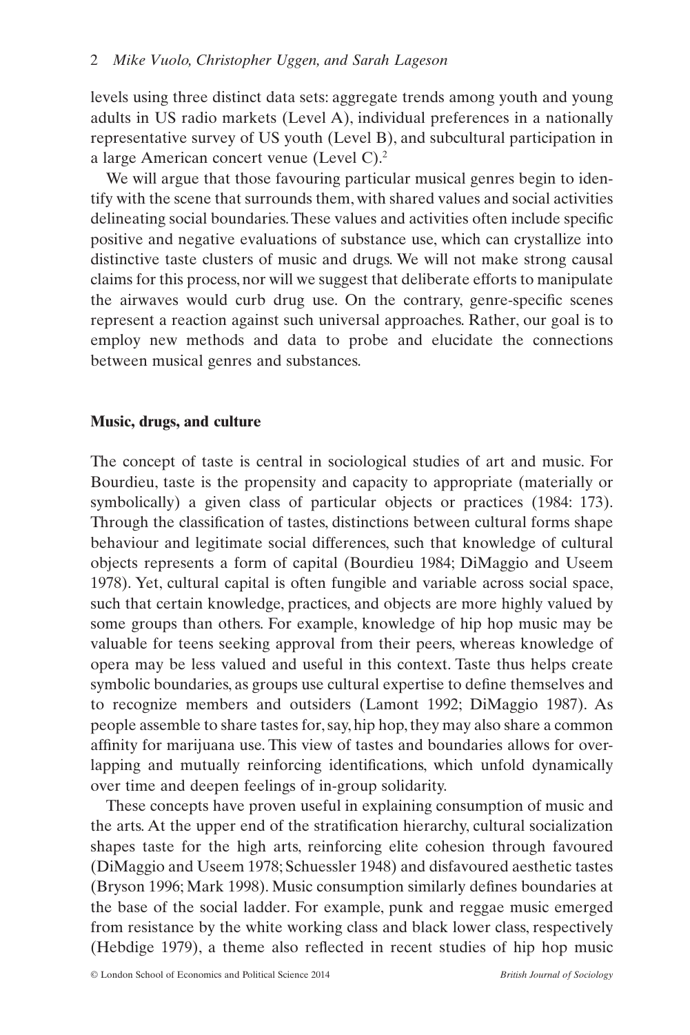levels using three distinct data sets: aggregate trends among youth and young adults in US radio markets (Level A), individual preferences in a nationally representative survey of US youth (Level B), and subcultural participation in a large American concert venue (Level C).[2]

We will argue that those favouring particular musical genres begin to identify with the scene that surrounds them, with shared values and social activities delineating social boundaries. These values and activities often include specific positive and negative evaluations of substance use, which can crystallize into distinctive taste clusters of music and drugs. We will not make strong causal claims for this process, nor will we suggest that deliberate efforts to manipulate the airwaves would curb drug use. On the contrary, genre-specific scenes represent a reaction against such universal approaches. Rather, our goal is to employ new methods and data to probe and elucidate the connections between musical genres and substances.

## Music, drugs, and culture

The concept of taste is central in sociological studies of art and music. For Bourdieu, taste is the propensity and capacity to appropriate (materially or symbolically) a given class of particular objects or practices (1984: 173). Through the classification of tastes, distinctions between cultural forms shape behaviour and legitimate social differences, such that knowledge of cultural objects represents a form of capital (Bourdieu 1984; DiMaggio and Useem 1978). Yet, cultural capital is often fungible and variable across social space, such that certain knowledge, practices, and objects are more highly valued by some groups than others. For example, knowledge of hip hop music may be valuable for teens seeking approval from their peers, whereas knowledge of opera may be less valued and useful in this context. Taste thus helps create symbolic boundaries, as groups use cultural expertise to define themselves and to recognize members and outsiders (Lamont 1992; DiMaggio 1987). As people assemble to share tastes for, say, hip hop, they may also share a common affinity for marijuana use. This view of tastes and boundaries allows for overlapping and mutually reinforcing identifications, which unfold dynamically over time and deepen feelings of in-group solidarity.

These concepts have proven useful in explaining consumption of music and the arts. At the upper end of the stratification hierarchy, cultural socialization shapes taste for the high arts, reinforcing elite cohesion through favoured (DiMaggio and Useem 1978; Schuessler 1948) and disfavoured aesthetic tastes (Bryson 1996; Mark 1998). Music consumption similarly defines boundaries at the base of the social ladder. For example, punk and reggae music emerged from resistance by the white working class and black lower class, respectively (Hebdige 1979), a theme also reflected in recent studies of hip hop music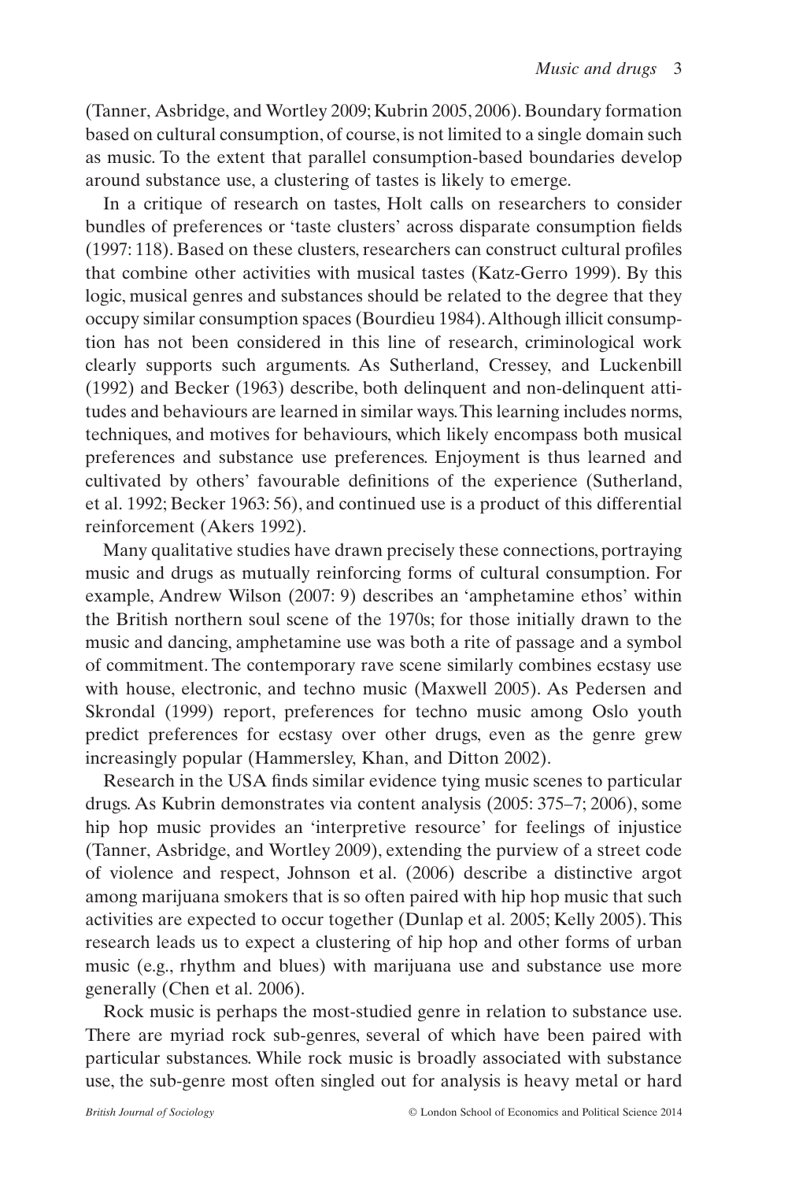(Tanner, Asbridge, and Wortley 2009; Kubrin 2005, 2006). Boundary formation based on cultural consumption, of course, is not limited to a single domain such as music. To the extent that parallel consumption-based boundaries develop around substance use, a clustering of tastes is likely to emerge.

In a critique of research on tastes, Holt calls on researchers to consider bundles of preferences or 'taste clusters' across disparate consumption fields (1997: 118). Based on these clusters, researchers can construct cultural profiles that combine other activities with musical tastes (Katz-Gerro 1999). By this logic, musical genres and substances should be related to the degree that they occupy similar consumption spaces (Bourdieu 1984). Although illicit consumption has not been considered in this line of research, criminological work clearly supports such arguments. As Sutherland, Cressey, and Luckenbill (1992) and Becker (1963) describe, both delinquent and non-delinquent attitudes and behaviours are learned in similar ways. This learning includes norms, techniques, and motives for behaviours, which likely encompass both musical preferences and substance use preferences. Enjoyment is thus learned and cultivated by others' favourable definitions of the experience (Sutherland, et al. 1992; Becker 1963: 56), and continued use is a product of this differential reinforcement (Akers 1992).

Many qualitative studies have drawn precisely these connections, portraying music and drugs as mutually reinforcing forms of cultural consumption. For example, Andrew Wilson (2007: 9) describes an 'amphetamine ethos' within the British northern soul scene of the 1970s; for those initially drawn to the music and dancing, amphetamine use was both a rite of passage and a symbol of commitment. The contemporary rave scene similarly combines ecstasy use with house, electronic, and techno music (Maxwell 2005). As Pedersen and Skrondal (1999) report, preferences for techno music among Oslo youth predict preferences for ecstasy over other drugs, even as the genre grew increasingly popular (Hammersley, Khan, and Ditton 2002).

Research in the USA finds similar evidence tying music scenes to particular drugs. As Kubrin demonstrates via content analysis (2005: 375–7; 2006), some hip hop music provides an 'interpretive resource' for feelings of injustice (Tanner, Asbridge, and Wortley 2009), extending the purview of a street code of violence and respect, Johnson et al. (2006) describe a distinctive argot among marijuana smokers that is so often paired with hip hop music that such activities are expected to occur together (Dunlap et al. 2005; Kelly 2005). This research leads us to expect a clustering of hip hop and other forms of urban music (e.g., rhythm and blues) with marijuana use and substance use more generally (Chen et al. 2006).

Rock music is perhaps the most-studied genre in relation to substance use. There are myriad rock sub-genres, several of which have been paired with particular substances. While rock music is broadly associated with substance use, the sub-genre most often singled out for analysis is heavy metal or hard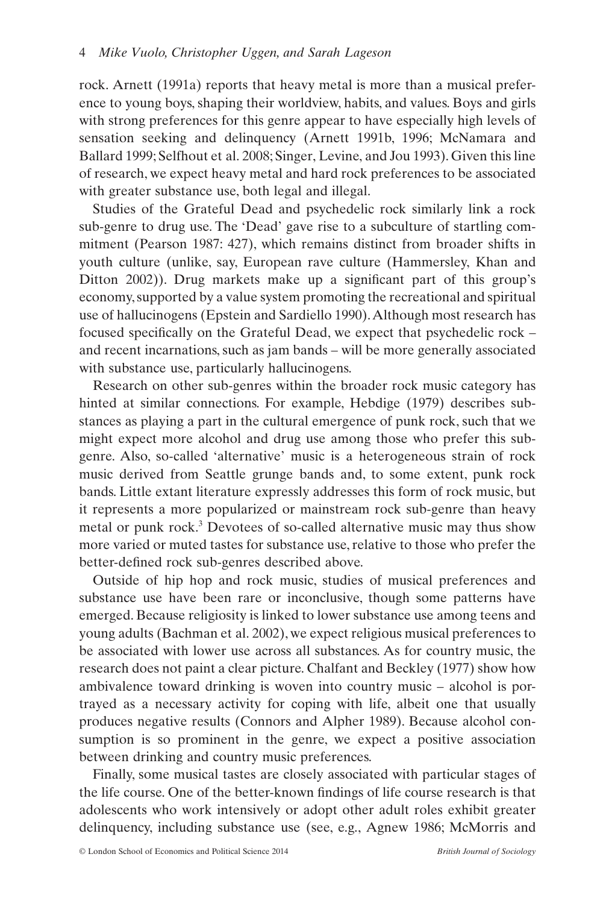rock. Arnett (1991a) reports that heavy metal is more than a musical preference to young boys, shaping their worldview, habits, and values. Boys and girls with strong preferences for this genre appear to have especially high levels of sensation seeking and delinquency (Arnett 1991b, 1996; McNamara and Ballard 1999; Selfhout et al. 2008; Singer, Levine, and Jou 1993). Given this line of research, we expect heavy metal and hard rock preferences to be associated with greater substance use, both legal and illegal.

Studies of the Grateful Dead and psychedelic rock similarly link a rock sub-genre to drug use. The 'Dead' gave rise to a subculture of startling commitment (Pearson 1987: 427), which remains distinct from broader shifts in youth culture (unlike, say, European rave culture (Hammersley, Khan and Ditton 2002)). Drug markets make up a significant part of this group's economy, supported by a value system promoting the recreational and spiritual use of hallucinogens (Epstein and Sardiello 1990). Although most research has focused specifically on the Grateful Dead, we expect that psychedelic rock – and recent incarnations, such as jam bands – will be more generally associated with substance use, particularly hallucinogens.

Research on other sub-genres within the broader rock music category has hinted at similar connections. For example, Hebdige (1979) describes substances as playing a part in the cultural emergence of punk rock, such that we might expect more alcohol and drug use among those who prefer this sub-genre. Also, so-called 'alternative' music is a heterogeneous strain of rock music derived from Seattle grunge bands and, to some extent, punk rock bands. Little extant literature expressly addresses this form of rock music, but it represents a more popularized or mainstream rock sub-genre than heavy metal or punk rock.[3] Devotees of so-called alternative music may thus show more varied or muted tastes for substance use, relative to those who prefer the better-defined rock sub-genres described above.

Outside of hip hop and rock music, studies of musical preferences and substance use have been rare or inconclusive, though some patterns have emerged. Because religiosity is linked to lower substance use among teens and young adults (Bachman et al. 2002), we expect religious musical preferences to be associated with lower use across all substances. As for country music, the research does not paint a clear picture. Chalfant and Beckley (1977) show how ambivalence toward drinking is woven into country music – alcohol is portrayed as a necessary activity for coping with life, albeit one that usually produces negative results (Connors and Alpher 1989). Because alcohol consumption is so prominent in the genre, we expect a positive association between drinking and country music preferences.

Finally, some musical tastes are closely associated with particular stages of the life course. One of the better-known findings of life course research is that adolescents who work intensively or adopt other adult roles exhibit greater delinquency, including substance use (see, e.g., Agnew 1986; McMorris and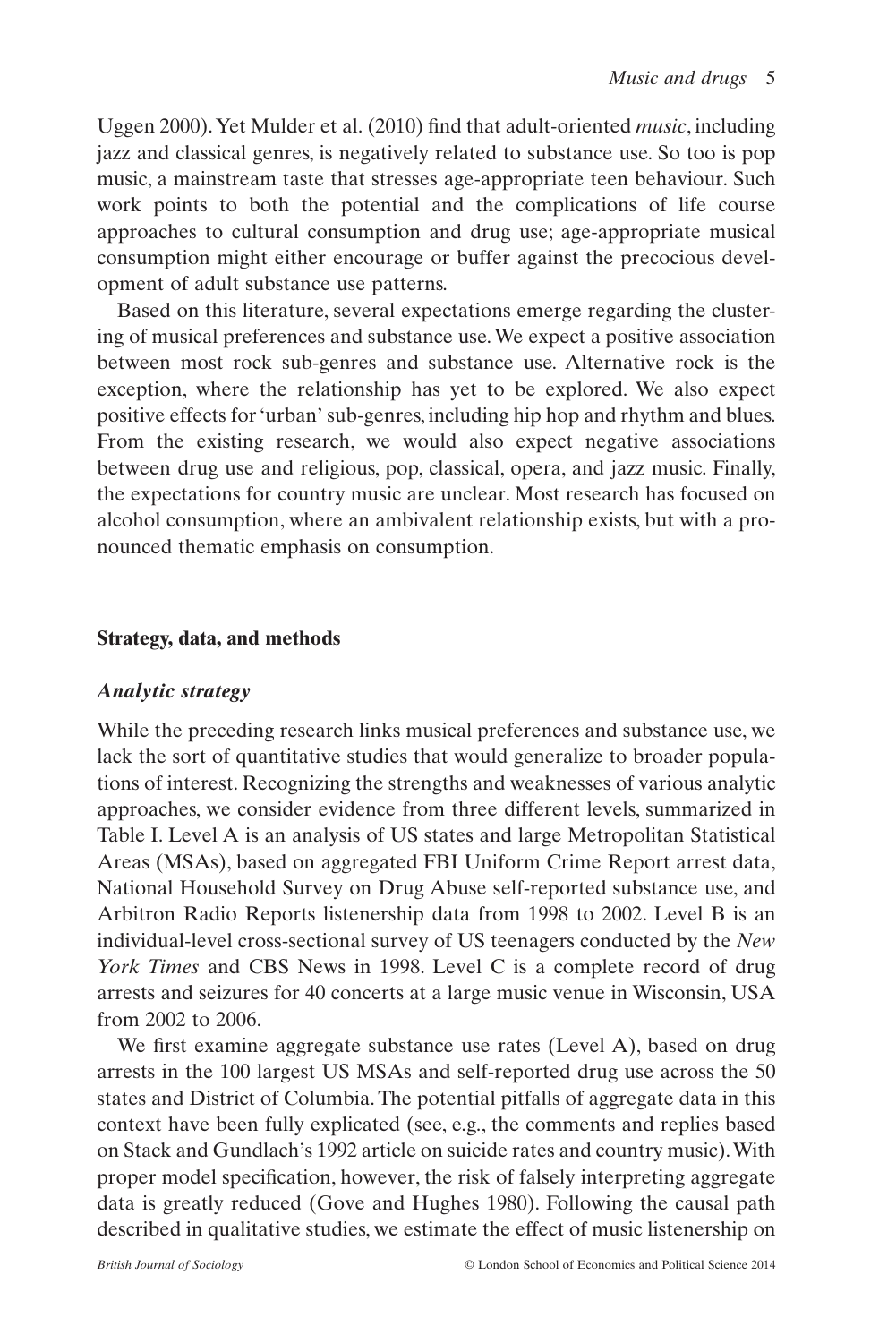Uggen 2000). Yet Mulder et al. (2010) find that adult-oriented *music*, including jazz and classical genres, is negatively related to substance use. So too is pop music, a mainstream taste that stresses age-appropriate teen behaviour. Such work points to both the potential and the complications of life course approaches to cultural consumption and drug use; age-appropriate musical consumption might either encourage or buffer against the precocious development of adult substance use patterns.

Based on this literature, several expectations emerge regarding the clustering of musical preferences and substance use. We expect a positive association between most rock sub-genres and substance use. Alternative rock is the exception, where the relationship has yet to be explored. We also expect positive effects for 'urban' sub-genres, including hip hop and rhythm and blues. From the existing research, we would also expect negative associations between drug use and religious, pop, classical, opera, and jazz music. Finally, the expectations for country music are unclear. Most research has focused on alcohol consumption, where an ambivalent relationship exists, but with a pronounced thematic emphasis on consumption.

## Strategy, data, and methods

### *Analytic strategy*

While the preceding research links musical preferences and substance use, we lack the sort of quantitative studies that would generalize to broader populations of interest. Recognizing the strengths and weaknesses of various analytic approaches, we consider evidence from three different levels, summarized in Table I. Level A is an analysis of US states and large Metropolitan Statistical Areas (MSAs), based on aggregated FBI Uniform Crime Report arrest data, National Household Survey on Drug Abuse self-reported substance use, and Arbitron Radio Reports listenership data from 1998 to 2002. Level B is an individual-level cross-sectional survey of US teenagers conducted by the *New York Times* and CBS News in 1998. Level C is a complete record of drug arrests and seizures for 40 concerts at a large music venue in Wisconsin, USA from 2002 to 2006.

We first examine aggregate substance use rates (Level A), based on drug arrests in the 100 largest US MSAs and self-reported drug use across the 50 states and District of Columbia. The potential pitfalls of aggregate data in this context have been fully explicated (see, e.g., the comments and replies based on Stack and Gundlach's 1992 article on suicide rates and country music). With proper model specification, however, the risk of falsely interpreting aggregate data is greatly reduced (Gove and Hughes 1980). Following the causal path described in qualitative studies, we estimate the effect of music listenership on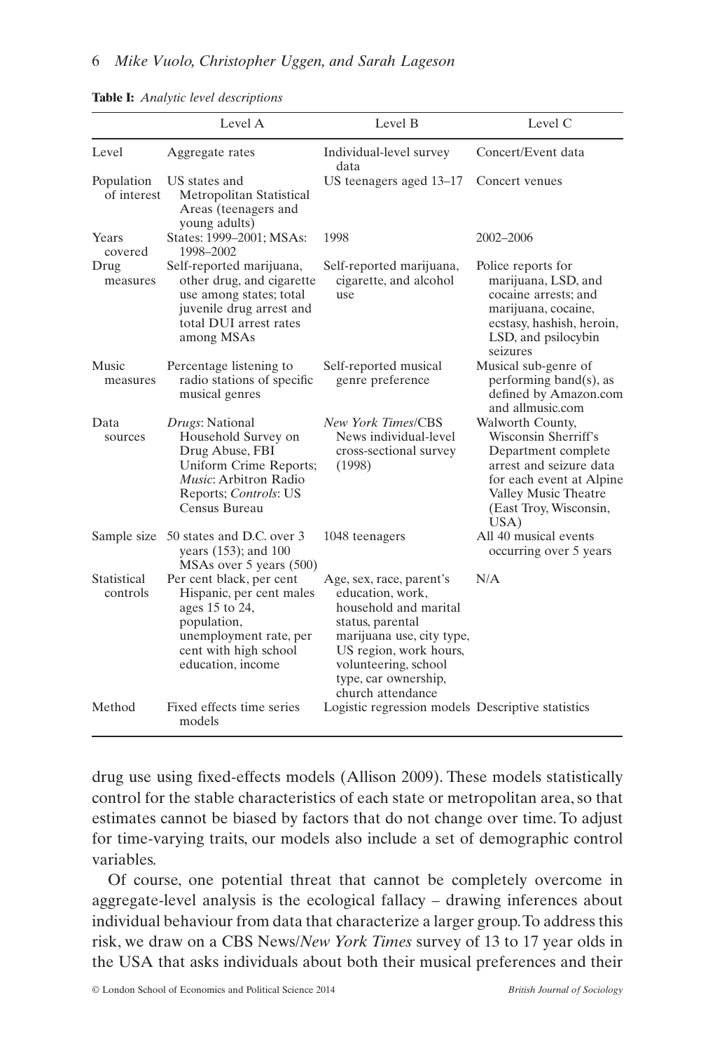**Table I:** *Analytic level descriptions*

| | Level A | Level B | Level C |
|---|---|---|---|
| Level | Aggregate rates | Individual-level survey data | Concert/Event data |
| Population of interest | US states and Metropolitan Statistical Areas (teenagers and young adults) | US teenagers aged 13–17 | Concert venues |
| Years covered | States: 1999–2001; MSAs: 1998–2002 | 1998 | 2002–2006 |
| Drug measures | Self-reported marijuana, other drug, and cigarette use among states; total juvenile drug arrest and total DUI arrest rates among MSAs | Self-reported marijuana, cigarette, and alcohol use | Police reports for marijuana, LSD, and cocaine arrests; and marijuana, cocaine, ecstasy, hashish, heroin, LSD, and psilocybin seizures |
| Music measures | Percentage listening to radio stations of specific musical genres | Self-reported musical genre preference | Musical sub-genre of performing band(s), as defined by Amazon.com and allmusic.com |
| Data sources | *Drugs*: National Household Survey on Drug Abuse, FBI Uniform Crime Reports; *Music*: Arbitron Radio Reports; *Controls*: US Census Bureau | *New York Times*/CBS News individual-level cross-sectional survey (1998) | Walworth County, Wisconsin Sherriff's Department complete arrest and seizure data for each event at Alpine Valley Music Theatre (East Troy, Wisconsin, USA) |
| Sample size | 50 states and D.C. over 3 years (153); and 100 MSAs over 5 years (500) | 1048 teenagers | All 40 musical events occurring over 5 years |
| Statistical controls | Per cent black, per cent Hispanic, per cent males ages 15 to 24, population, unemployment rate, per cent with high school education, income | Age, sex, race, parent's education, work, household and marital status, parental marijuana use, city type, US region, work hours, volunteering, school type, car ownership, church attendance | N/A |
| Method | Fixed effects time series models | Logistic regression models | Descriptive statistics |

drug use using fixed-effects models (Allison 2009). These models statistically control for the stable characteristics of each state or metropolitan area, so that estimates cannot be biased by factors that do not change over time. To adjust for time-varying traits, our models also include a set of demographic control variables.

Of course, one potential threat that cannot be completely overcome in aggregate-level analysis is the ecological fallacy – drawing inferences about individual behaviour from data that characterize a larger group. To address this risk, we draw on a CBS News/*New York Times* survey of 13 to 17 year olds in the USA that asks individuals about both their musical preferences and their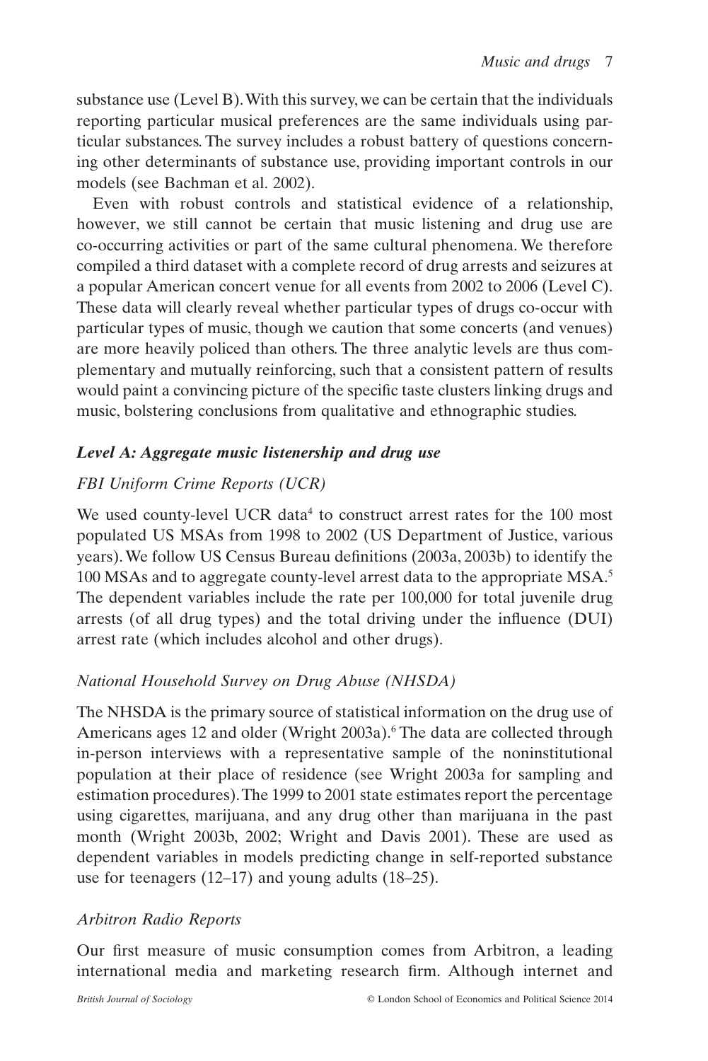substance use (Level B). With this survey, we can be certain that the individuals reporting particular musical preferences are the same individuals using particular substances. The survey includes a robust battery of questions concerning other determinants of substance use, providing important controls in our models (see Bachman et al. 2002).

Even with robust controls and statistical evidence of a relationship, however, we still cannot be certain that music listening and drug use are co-occurring activities or part of the same cultural phenomena. We therefore compiled a third dataset with a complete record of drug arrests and seizures at a popular American concert venue for all events from 2002 to 2006 (Level C). These data will clearly reveal whether particular types of drugs co-occur with particular types of music, though we caution that some concerts (and venues) are more heavily policed than others. The three analytic levels are thus complementary and mutually reinforcing, such that a consistent pattern of results would paint a convincing picture of the specific taste clusters linking drugs and music, bolstering conclusions from qualitative and ethnographic studies.

### *Level A: Aggregate music listenership and drug use*

#### *FBI Uniform Crime Reports (UCR)*

We used county-level UCR data[4] to construct arrest rates for the 100 most populated US MSAs from 1998 to 2002 (US Department of Justice, various years). We follow US Census Bureau definitions (2003a, 2003b) to identify the 100 MSAs and to aggregate county-level arrest data to the appropriate MSA.[5] The dependent variables include the rate per 100,000 for total juvenile drug arrests (of all drug types) and the total driving under the influence (DUI) arrest rate (which includes alcohol and other drugs).

#### *National Household Survey on Drug Abuse (NHSDA)*

The NHSDA is the primary source of statistical information on the drug use of Americans ages 12 and older (Wright 2003a).[6] The data are collected through in-person interviews with a representative sample of the noninstitutional population at their place of residence (see Wright 2003a for sampling and estimation procedures). The 1999 to 2001 state estimates report the percentage using cigarettes, marijuana, and any drug other than marijuana in the past month (Wright 2003b, 2002; Wright and Davis 2001). These are used as dependent variables in models predicting change in self-reported substance use for teenagers (12–17) and young adults (18–25).

#### *Arbitron Radio Reports*

Our first measure of music consumption comes from Arbitron, a leading international media and marketing research firm. Although internet and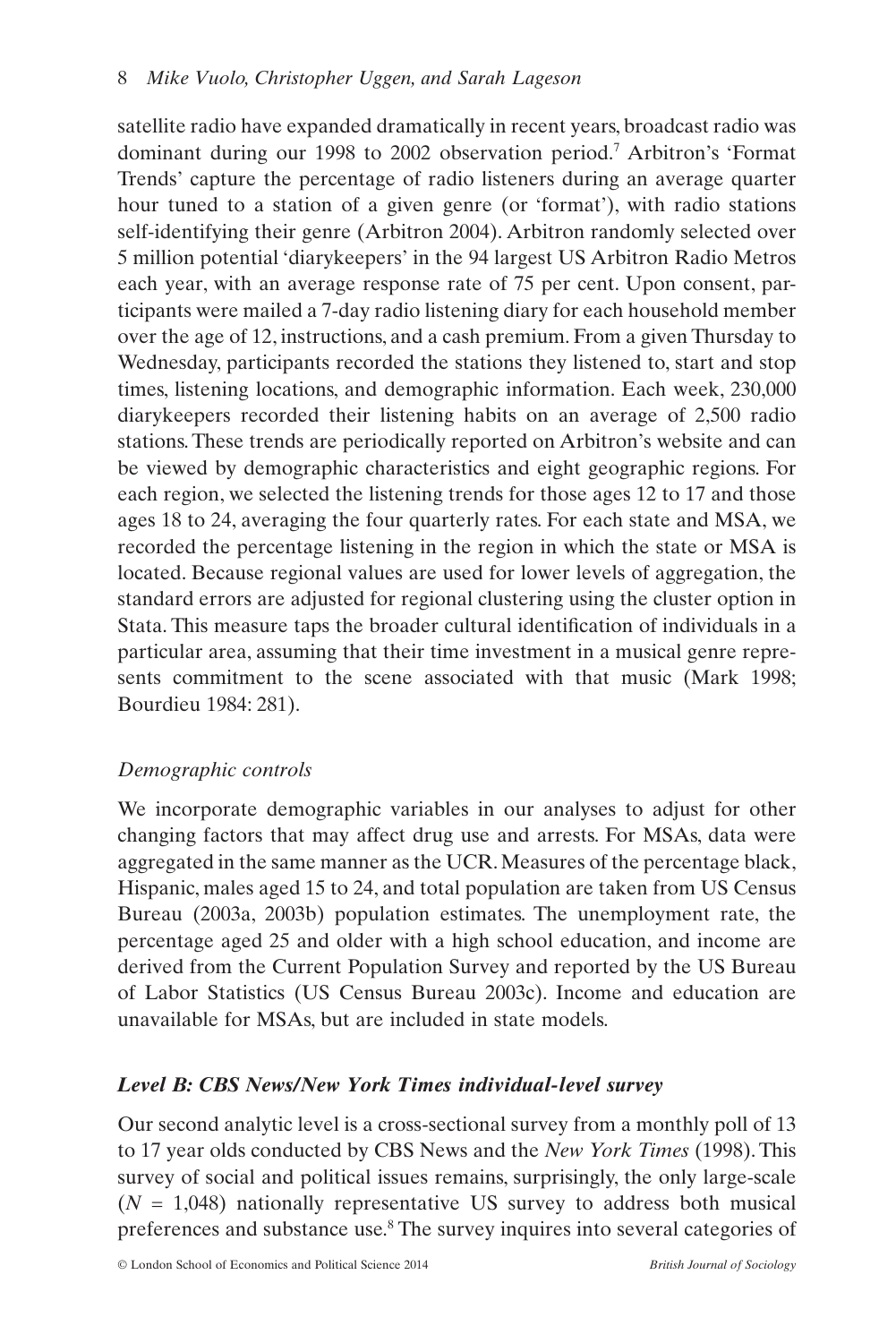satellite radio have expanded dramatically in recent years, broadcast radio was dominant during our 1998 to 2002 observation period.[7] Arbitron's 'Format Trends' capture the percentage of radio listeners during an average quarter hour tuned to a station of a given genre (or 'format'), with radio stations self-identifying their genre (Arbitron 2004). Arbitron randomly selected over 5 million potential 'diarykeepers' in the 94 largest US Arbitron Radio Metros each year, with an average response rate of 75 per cent. Upon consent, participants were mailed a 7-day radio listening diary for each household member over the age of 12, instructions, and a cash premium. From a given Thursday to Wednesday, participants recorded the stations they listened to, start and stop times, listening locations, and demographic information. Each week, 230,000 diarykeepers recorded their listening habits on an average of 2,500 radio stations. These trends are periodically reported on Arbitron's website and can be viewed by demographic characteristics and eight geographic regions. For each region, we selected the listening trends for those ages 12 to 17 and those ages 18 to 24, averaging the four quarterly rates. For each state and MSA, we recorded the percentage listening in the region in which the state or MSA is located. Because regional values are used for lower levels of aggregation, the standard errors are adjusted for regional clustering using the cluster option in Stata. This measure taps the broader cultural identification of individuals in a particular area, assuming that their time investment in a musical genre represents commitment to the scene associated with that music (Mark 1998; Bourdieu 1984: 281).

### *Demographic controls*

We incorporate demographic variables in our analyses to adjust for other changing factors that may affect drug use and arrests. For MSAs, data were aggregated in the same manner as the UCR. Measures of the percentage black, Hispanic, males aged 15 to 24, and total population are taken from US Census Bureau (2003a, 2003b) population estimates. The unemployment rate, the percentage aged 25 and older with a high school education, and income are derived from the Current Population Survey and reported by the US Bureau of Labor Statistics (US Census Bureau 2003c). Income and education are unavailable for MSAs, but are included in state models.

### ***Level B: CBS News/New York Times individual-level survey***

Our second analytic level is a cross-sectional survey from a monthly poll of 13 to 17 year olds conducted by CBS News and the *New York Times* (1998). This survey of social and political issues remains, surprisingly, the only large-scale ($N$ = 1,048) nationally representative US survey to address both musical preferences and substance use.[8] The survey inquires into several categories of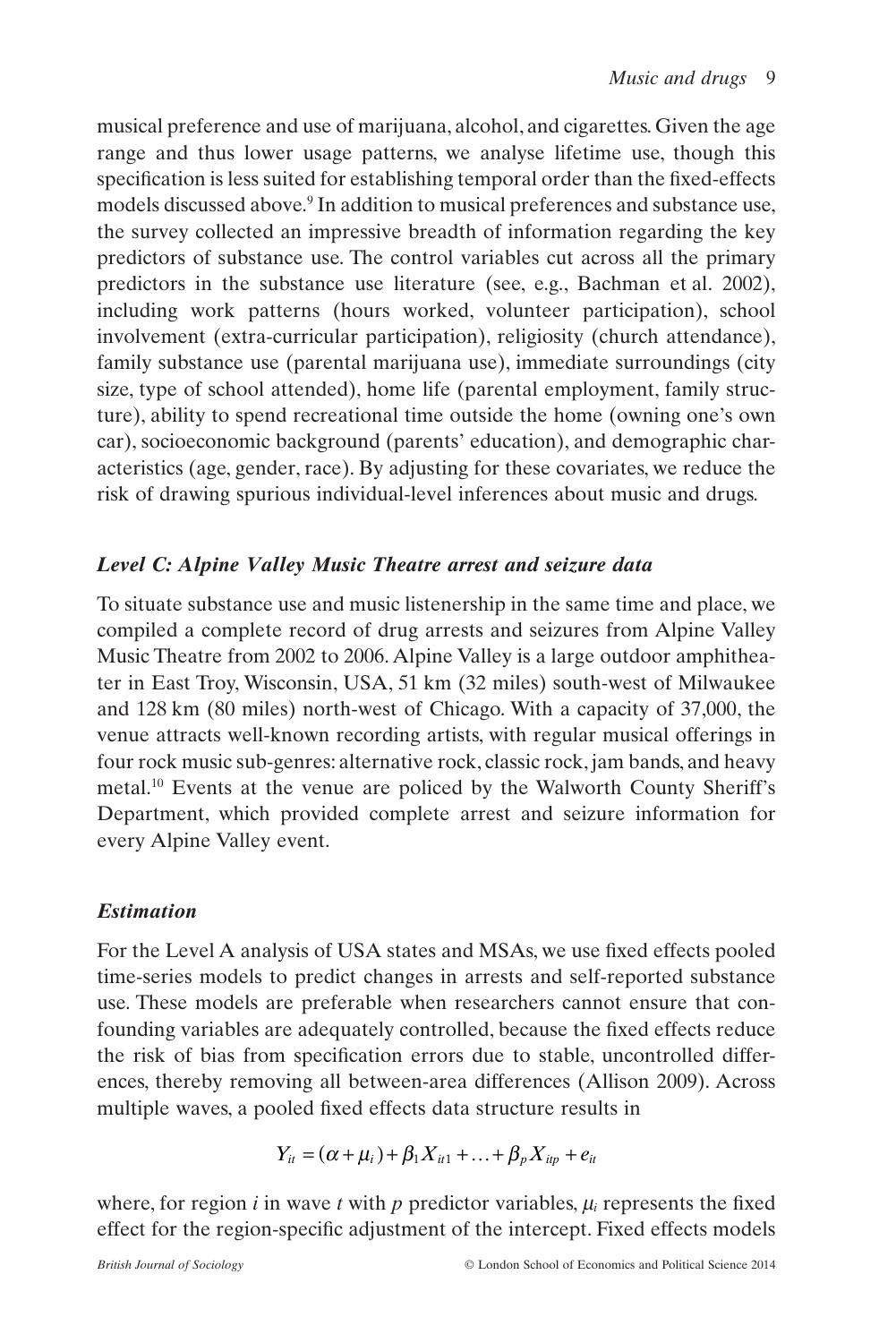musical preference and use of marijuana, alcohol, and cigarettes. Given the age range and thus lower usage patterns, we analyse lifetime use, though this specification is less suited for establishing temporal order than the fixed-effects models discussed above.[9] In addition to musical preferences and substance use, the survey collected an impressive breadth of information regarding the key predictors of substance use. The control variables cut across all the primary predictors in the substance use literature (see, e.g., Bachman et al. 2002), including work patterns (hours worked, volunteer participation), school involvement (extra-curricular participation), religiosity (church attendance), family substance use (parental marijuana use), immediate surroundings (city size, type of school attended), home life (parental employment, family structure), ability to spend recreational time outside the home (owning one's own car), socioeconomic background (parents' education), and demographic characteristics (age, gender, race). By adjusting for these covariates, we reduce the risk of drawing spurious individual-level inferences about music and drugs.

### *Level C: Alpine Valley Music Theatre arrest and seizure data*

To situate substance use and music listenership in the same time and place, we compiled a complete record of drug arrests and seizures from Alpine Valley Music Theatre from 2002 to 2006. Alpine Valley is a large outdoor amphitheater in East Troy, Wisconsin, USA, 51 km (32 miles) south-west of Milwaukee and 128 km (80 miles) north-west of Chicago. With a capacity of 37,000, the venue attracts well-known recording artists, with regular musical offerings in four rock music sub-genres: alternative rock, classic rock, jam bands, and heavy metal.[10] Events at the venue are policed by the Walworth County Sheriff's Department, which provided complete arrest and seizure information for every Alpine Valley event.

### *Estimation*

For the Level A analysis of USA states and MSAs, we use fixed effects pooled time-series models to predict changes in arrests and self-reported substance use. These models are preferable when researchers cannot ensure that confounding variables are adequately controlled, because the fixed effects reduce the risk of bias from specification errors due to stable, uncontrolled differences, thereby removing all between-area differences (Allison 2009). Across multiple waves, a pooled fixed effects data structure results in

$$Y_{it} = (\alpha + \mu_i) + \beta_1 X_{it1} + \ldots + \beta_p X_{itp} + e_{it}$$

where, for region $i$ in wave $t$ with $p$ predictor variables, $\mu_i$ represents the fixed effect for the region-specific adjustment of the intercept. Fixed effects models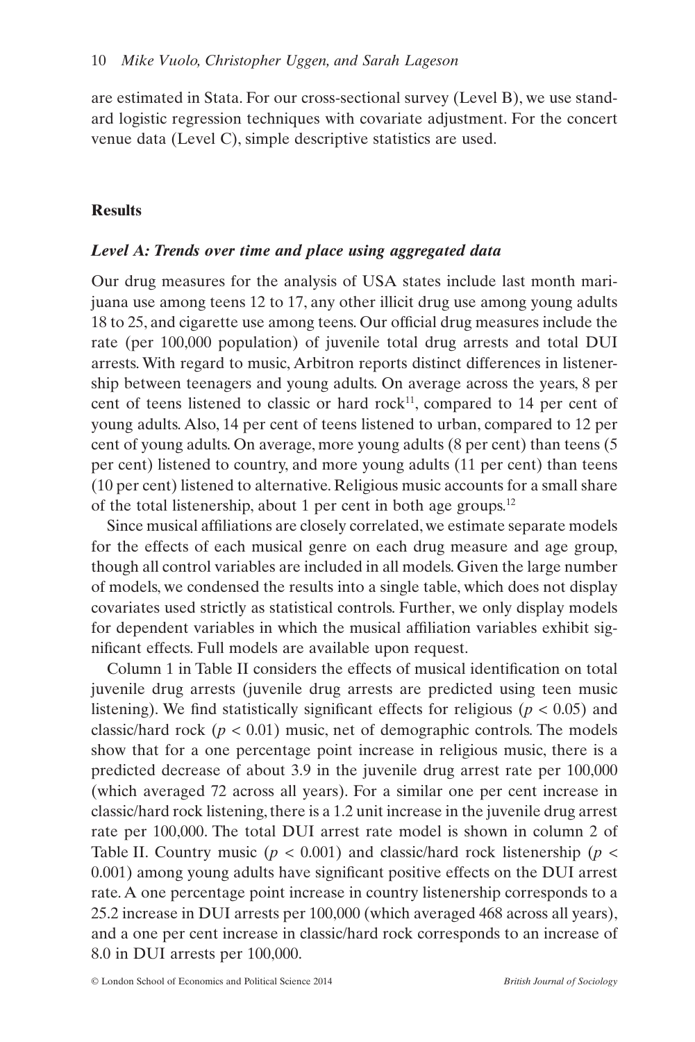are estimated in Stata. For our cross-sectional survey (Level B), we use standard logistic regression techniques with covariate adjustment. For the concert venue data (Level C), simple descriptive statistics are used.

## Results

### *Level A: Trends over time and place using aggregated data*

Our drug measures for the analysis of USA states include last month marijuana use among teens 12 to 17, any other illicit drug use among young adults 18 to 25, and cigarette use among teens. Our official drug measures include the rate (per 100,000 population) of juvenile total drug arrests and total DUI arrests. With regard to music, Arbitron reports distinct differences in listenership between teenagers and young adults. On average across the years, 8 per cent of teens listened to classic or hard rock[11], compared to 14 per cent of young adults. Also, 14 per cent of teens listened to urban, compared to 12 per cent of young adults. On average, more young adults (8 per cent) than teens (5 per cent) listened to country, and more young adults (11 per cent) than teens (10 per cent) listened to alternative. Religious music accounts for a small share of the total listenership, about 1 per cent in both age groups.[12]

Since musical affiliations are closely correlated, we estimate separate models for the effects of each musical genre on each drug measure and age group, though all control variables are included in all models. Given the large number of models, we condensed the results into a single table, which does not display covariates used strictly as statistical controls. Further, we only display models for dependent variables in which the musical affiliation variables exhibit significant effects. Full models are available upon request.

Column 1 in Table II considers the effects of musical identification on total juvenile drug arrests (juvenile drug arrests are predicted using teen music listening). We find statistically significant effects for religious ($p < 0.05$) and classic/hard rock ($p < 0.01$) music, net of demographic controls. The models show that for a one percentage point increase in religious music, there is a predicted decrease of about 3.9 in the juvenile drug arrest rate per 100,000 (which averaged 72 across all years). For a similar one per cent increase in classic/hard rock listening, there is a 1.2 unit increase in the juvenile drug arrest rate per 100,000. The total DUI arrest rate model is shown in column 2 of Table II. Country music ($p < 0.001$) and classic/hard rock listenership ($p < 0.001$) among young adults have significant positive effects on the DUI arrest rate. A one percentage point increase in country listenership corresponds to a 25.2 increase in DUI arrests per 100,000 (which averaged 468 across all years), and a one per cent increase in classic/hard rock corresponds to an increase of 8.0 in DUI arrests per 100,000.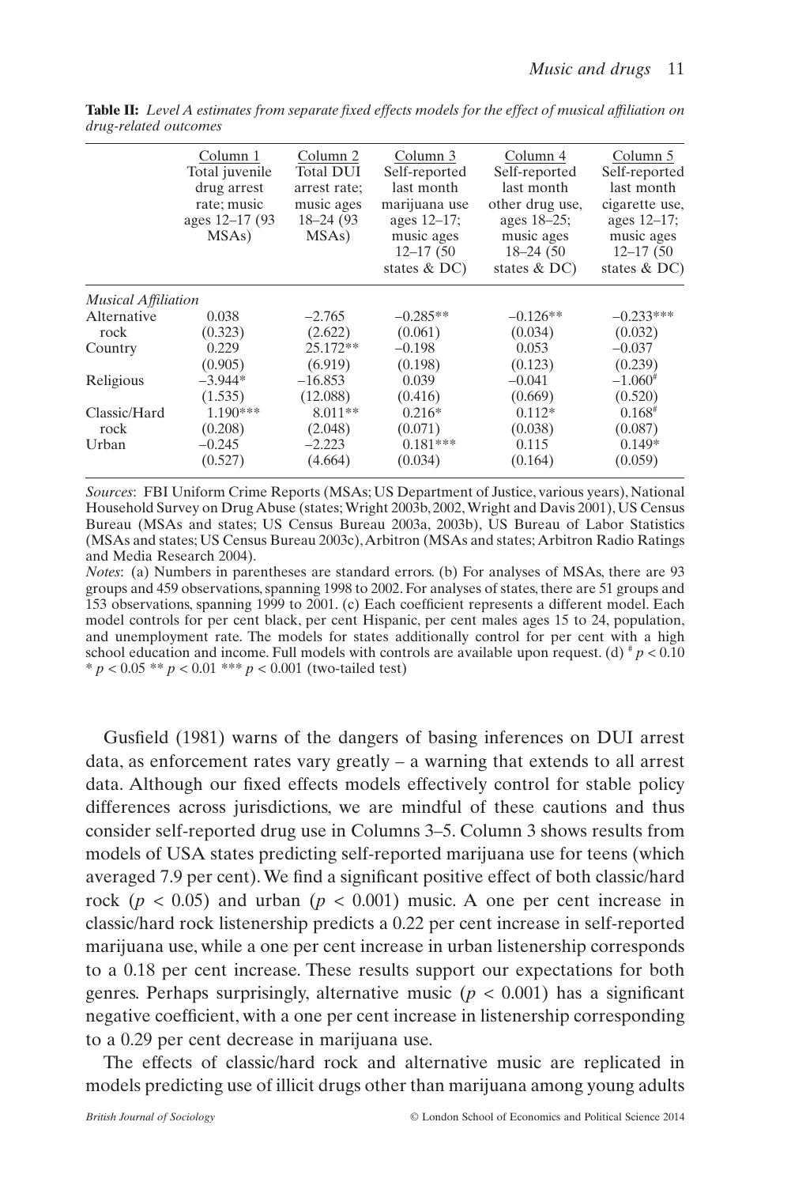**Table II:** *Level A estimates from separate fixed effects models for the effect of musical affiliation on drug-related outcomes*

| | Column 1 Total juvenile drug arrest rate; music ages 12–17 (93 MSAs) | Column 2 Total DUI arrest rate; music ages 18–24 (93 MSAs) | Column 3 Self-reported last month marijuana use ages 12–17; music ages 12–17 (50 states & DC) | Column 4 Self-reported last month other drug use, ages 18–25; music ages 18–24 (50 states & DC) | Column 5 Self-reported last month cigarette use, ages 12–17; music ages 12–17 (50 states & DC) |
|---|---|---|---|---|---|
| *Musical Affiliation* | | | | | |
| Alternative rock | 0.038 | −2.765 | −0.285** | −0.126** | −0.233*** |
| | (0.323) | (2.622) | (0.061) | (0.034) | (0.032) |
| Country | 0.229 | 25.172** | −0.198 | 0.053 | −0.037 |
| | (0.905) | (6.919) | (0.198) | (0.123) | (0.239) |
| Religious | −3.944* | −16.853 | 0.039 | −0.041 | −1.060# |
| | (1.535) | (12.088) | (0.416) | (0.669) | (0.520) |
| Classic/Hard rock | 1.190*** | 8.011** | 0.216* | 0.112* | 0.168# |
| | (0.208) | (2.048) | (0.071) | (0.038) | (0.087) |
| Urban | −0.245 | −2.223 | 0.181*** | 0.115 | 0.149* |
| | (0.527) | (4.664) | (0.034) | (0.164) | (0.059) |

*Sources*: FBI Uniform Crime Reports (MSAs; US Department of Justice, various years), National Household Survey on Drug Abuse (states; Wright 2003b, 2002, Wright and Davis 2001), US Census Bureau (MSAs and states; US Census Bureau 2003a, 2003b), US Bureau of Labor Statistics (MSAs and states; US Census Bureau 2003c), Arbitron (MSAs and states; Arbitron Radio Ratings and Media Research 2004).

*Notes*: (a) Numbers in parentheses are standard errors. (b) For analyses of MSAs, there are 93 groups and 459 observations, spanning 1998 to 2002. For analyses of states, there are 51 groups and 153 observations, spanning 1999 to 2001. (c) Each coefficient represents a different model. Each model controls for per cent black, per cent Hispanic, per cent males ages 15 to 24, population, and unemployment rate. The models for states additionally control for per cent with a high school education and income. Full models with controls are available upon request. (d) # $p < 0.10$ * $p < 0.05$ ** $p < 0.01$ *** $p < 0.001$ (two-tailed test)

Gusfield (1981) warns of the dangers of basing inferences on DUI arrest data, as enforcement rates vary greatly – a warning that extends to all arrest data. Although our fixed effects models effectively control for stable policy differences across jurisdictions, we are mindful of these cautions and thus consider self-reported drug use in Columns 3–5. Column 3 shows results from models of USA states predicting self-reported marijuana use for teens (which averaged 7.9 per cent). We find a significant positive effect of both classic/hard rock ($p < 0.05$) and urban ($p < 0.001$) music. A one per cent increase in classic/hard rock listenership predicts a 0.22 per cent increase in self-reported marijuana use, while a one per cent increase in urban listenership corresponds to a 0.18 per cent increase. These results support our expectations for both genres. Perhaps surprisingly, alternative music ($p < 0.001$) has a significant negative coefficient, with a one per cent increase in listenership corresponding to a 0.29 per cent decrease in marijuana use.

The effects of classic/hard rock and alternative music are replicated in models predicting use of illicit drugs other than marijuana among young adults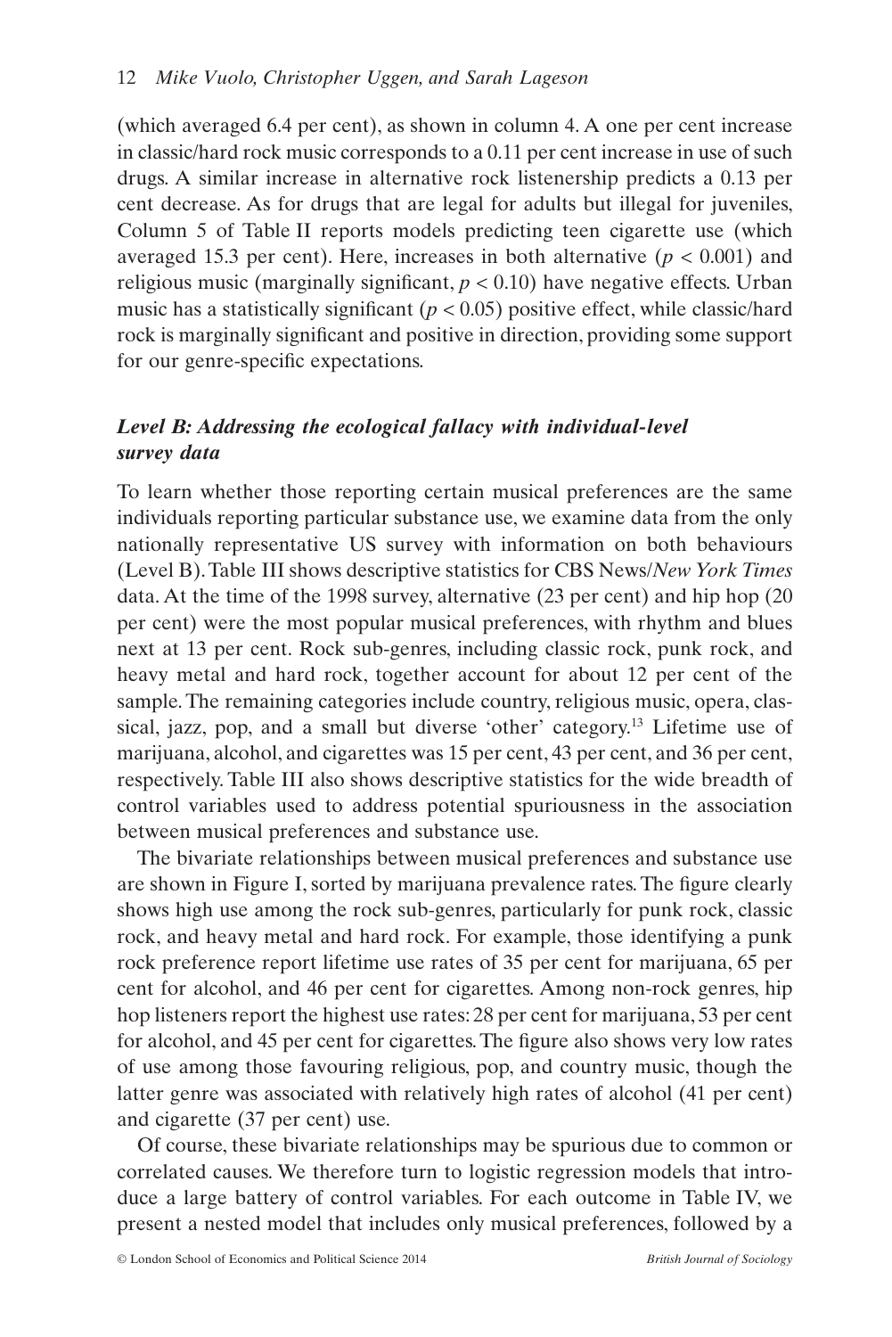(which averaged 6.4 per cent), as shown in column 4. A one per cent increase in classic/hard rock music corresponds to a 0.11 per cent increase in use of such drugs. A similar increase in alternative rock listenership predicts a 0.13 per cent decrease. As for drugs that are legal for adults but illegal for juveniles, Column 5 of Table II reports models predicting teen cigarette use (which averaged 15.3 per cent). Here, increases in both alternative ($p < 0.001$) and religious music (marginally significant, $p < 0.10$) have negative effects. Urban music has a statistically significant ($p < 0.05$) positive effect, while classic/hard rock is marginally significant and positive in direction, providing some support for our genre-specific expectations.

### *Level B: Addressing the ecological fallacy with individual-level survey data*

To learn whether those reporting certain musical preferences are the same individuals reporting particular substance use, we examine data from the only nationally representative US survey with information on both behaviours (Level B). Table III shows descriptive statistics for CBS News/*New York Times* data. At the time of the 1998 survey, alternative (23 per cent) and hip hop (20 per cent) were the most popular musical preferences, with rhythm and blues next at 13 per cent. Rock sub-genres, including classic rock, punk rock, and heavy metal and hard rock, together account for about 12 per cent of the sample. The remaining categories include country, religious music, opera, classical, jazz, pop, and a small but diverse 'other' category.[13] Lifetime use of marijuana, alcohol, and cigarettes was 15 per cent, 43 per cent, and 36 per cent, respectively. Table III also shows descriptive statistics for the wide breadth of control variables used to address potential spuriousness in the association between musical preferences and substance use.

The bivariate relationships between musical preferences and substance use are shown in Figure I, sorted by marijuana prevalence rates. The figure clearly shows high use among the rock sub-genres, particularly for punk rock, classic rock, and heavy metal and hard rock. For example, those identifying a punk rock preference report lifetime use rates of 35 per cent for marijuana, 65 per cent for alcohol, and 46 per cent for cigarettes. Among non-rock genres, hip hop listeners report the highest use rates: 28 per cent for marijuana, 53 per cent for alcohol, and 45 per cent for cigarettes. The figure also shows very low rates of use among those favouring religious, pop, and country music, though the latter genre was associated with relatively high rates of alcohol (41 per cent) and cigarette (37 per cent) use.

Of course, these bivariate relationships may be spurious due to common or correlated causes. We therefore turn to logistic regression models that introduce a large battery of control variables. For each outcome in Table IV, we present a nested model that includes only musical preferences, followed by a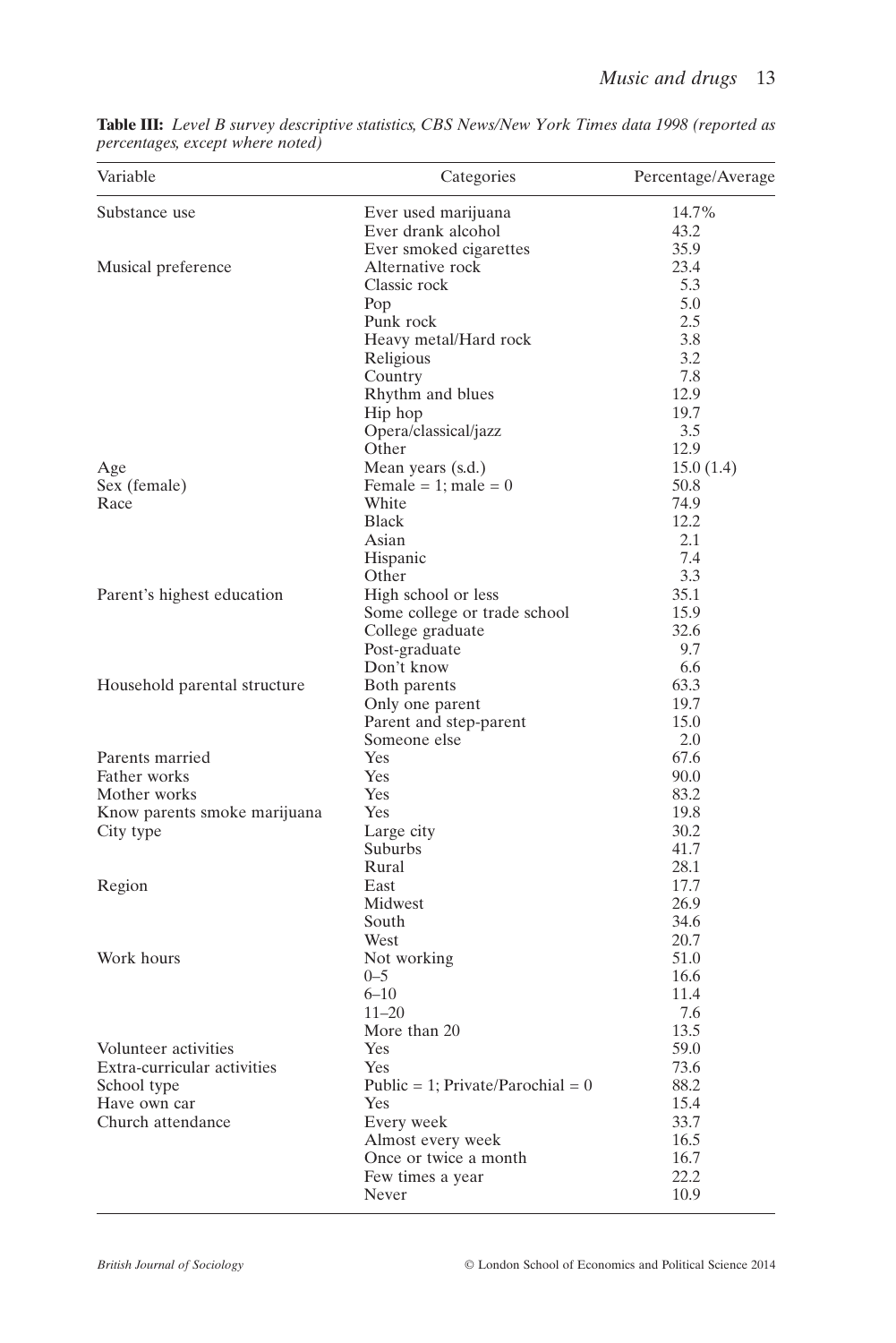**Table III:** *Level B survey descriptive statistics, CBS News/New York Times data 1998 (reported as percentages, except where noted)*

| Variable | Categories | Percentage/Average |
|---|---|---|
| Substance use | Ever used marijuana | 14.7% |
| | Ever drank alcohol | 43.2 |
| | Ever smoked cigarettes | 35.9 |
| Musical preference | Alternative rock | 23.4 |
| | Classic rock | 5.3 |
| | Pop | 5.0 |
| | Punk rock | 2.5 |
| | Heavy metal/Hard rock | 3.8 |
| | Religious | 3.2 |
| | Country | 7.8 |
| | Rhythm and blues | 12.9 |
| | Hip hop | 19.7 |
| | Opera/classical/jazz | 3.5 |
| | Other | 12.9 |
| Age | Mean years (s.d.) | 15.0 (1.4) |
| Sex (female) | Female = 1; male = 0 | 50.8 |
| Race | White | 74.9 |
| | Black | 12.2 |
| | Asian | 2.1 |
| | Hispanic | 7.4 |
| | Other | 3.3 |
| Parent's highest education | High school or less | 35.1 |
| | Some college or trade school | 15.9 |
| | College graduate | 32.6 |
| | Post-graduate | 9.7 |
| | Don't know | 6.6 |
| Household parental structure | Both parents | 63.3 |
| | Only one parent | 19.7 |
| | Parent and step-parent | 15.0 |
| | Someone else | 2.0 |
| Parents married | Yes | 67.6 |
| Father works | Yes | 90.0 |
| Mother works | Yes | 83.2 |
| Know parents smoke marijuana | Yes | 19.8 |
| City type | Large city | 30.2 |
| | Suburbs | 41.7 |
| | Rural | 28.1 |
| Region | East | 17.7 |
| | Midwest | 26.9 |
| | South | 34.6 |
| | West | 20.7 |
| Work hours | Not working | 51.0 |
| | 0–5 | 16.6 |
| | 6–10 | 11.4 |
| | 11–20 | 7.6 |
| | More than 20 | 13.5 |
| Volunteer activities | Yes | 59.0 |
| Extra-curricular activities | Yes | 73.6 |
| School type | Public = 1; Private/Parochial = 0 | 88.2 |
| Have own car | Yes | 15.4 |
| Church attendance | Every week | 33.7 |
| | Almost every week | 16.5 |
| | Once or twice a month | 16.7 |
| | Few times a year | 22.2 |
| | Never | 10.9 |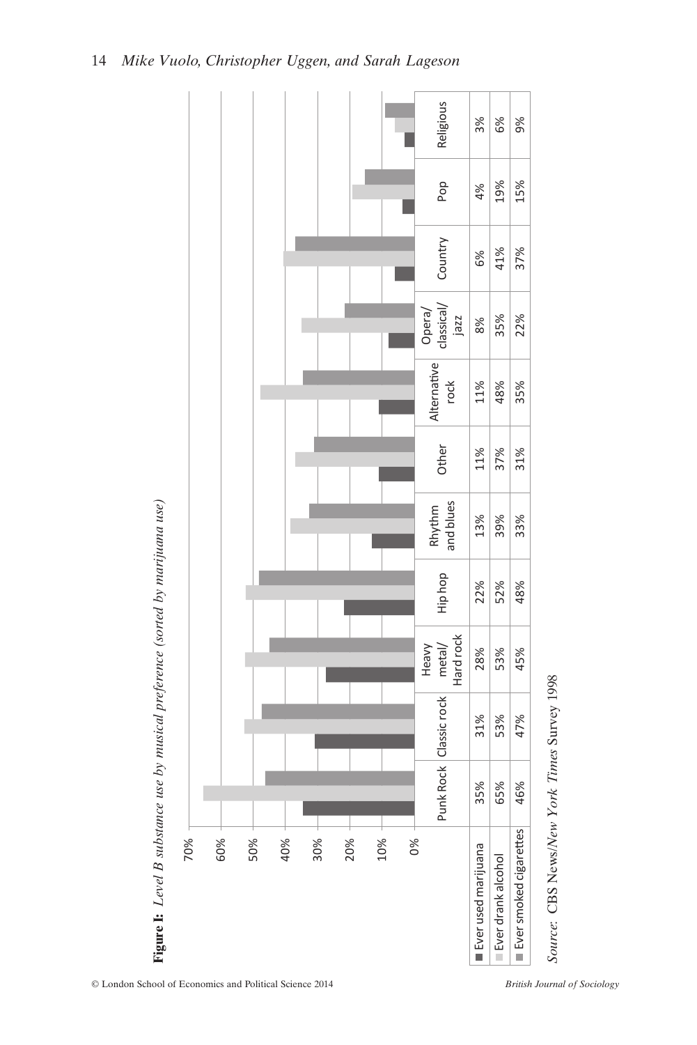**Figure I:** *Level B substance use by musical preference (sorted by marijuana use)*

| | Punk Rock | Classic rock | Heavy metal/ Hard rock | Hip hop | Rhythm and blues | Other | Alternative rock | Opera/ classical/ jazz | Country | Pop | Religious |
|---|---|---|---|---|---|---|---|---|---|---|---|
| Ever used marijuana | 35% | 31% | 28% | 22% | 13% | 11% | 11% | 8% | 6% | 4% | 3% |
| Ever drank alcohol | 65% | 53% | 53% | 52% | 39% | 37% | 48% | 35% | 41% | 19% | 6% |
| Ever smoked cigarettes | 46% | 47% | 45% | 48% | 33% | 31% | 35% | 22% | 37% | 15% | 9% |

*Source:* CBS News/*New York Times* Survey 1998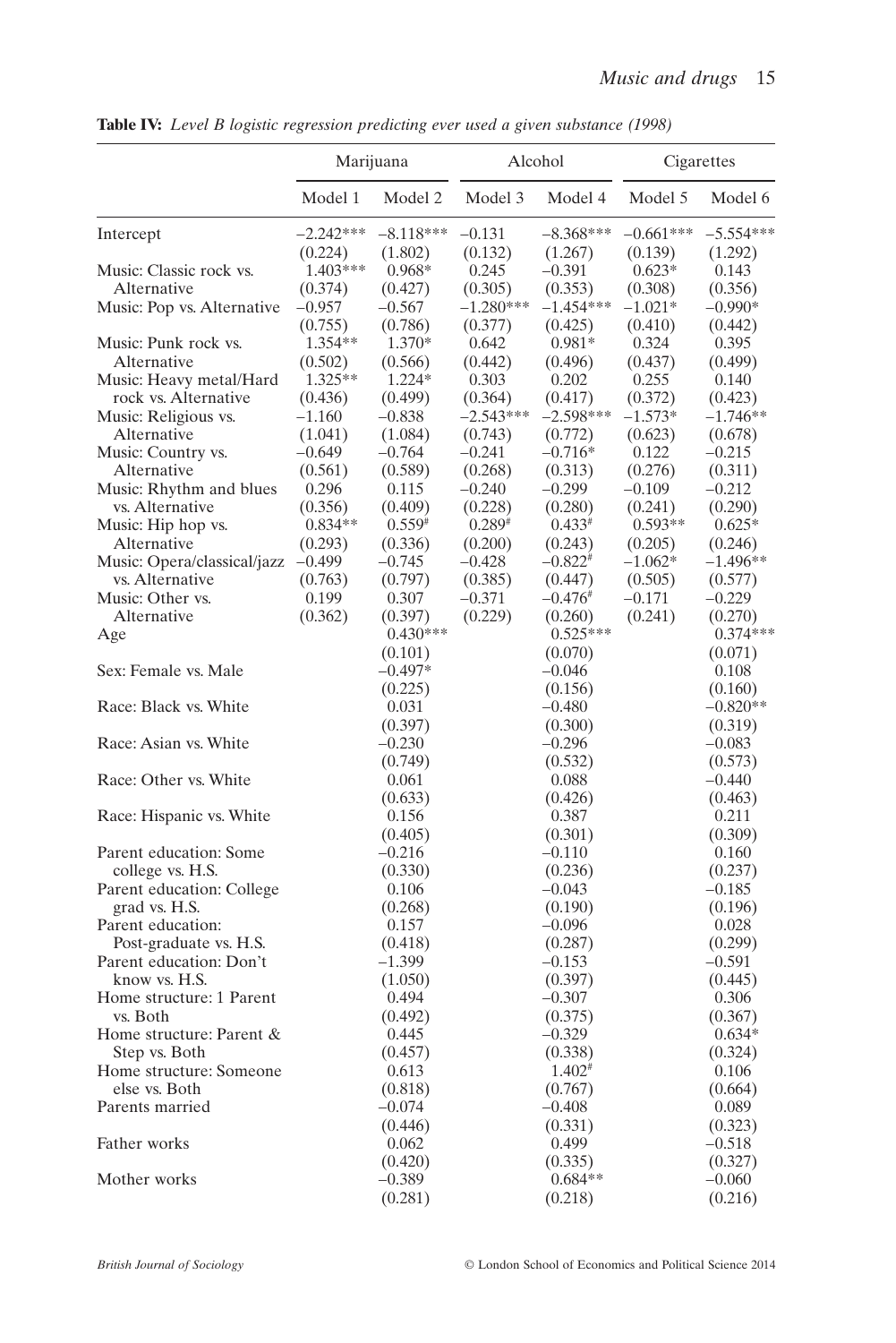**Table IV:** *Level B logistic regression predicting ever used a given substance (1998)*

| | Marijuana | | Alcohol | | Cigarettes | |
|---|---|---|---|---|---|---|
| | Model 1 | Model 2 | Model 3 | Model 4 | Model 5 | Model 6 |
| Intercept | –2.242*** (0.224) | –8.118*** (1.802) | –0.131 (0.132) | –8.368*** (1.267) | –0.661*** (0.139) | –5.554*** (1.292) |
| Music: Classic rock vs. Alternative | 1.403*** (0.374) | 0.968* (0.427) | 0.245 (0.305) | –0.391 (0.353) | 0.623* (0.308) | 0.143 (0.356) |
| Music: Pop vs. Alternative | –0.957 (0.755) | –0.567 (0.786) | –1.280*** (0.377) | –1.454*** (0.425) | –1.021* (0.410) | –0.990* (0.442) |
| Music: Punk rock vs. Alternative | 1.354** (0.502) | 1.370* (0.566) | 0.642 (0.442) | 0.981* (0.496) | 0.324 (0.437) | 0.395 (0.499) |
| Music: Heavy metal/Hard rock vs. Alternative | 1.325** (0.436) | 1.224* (0.499) | 0.303 (0.364) | 0.202 (0.417) | 0.255 (0.372) | 0.140 (0.423) |
| Music: Religious vs. Alternative | –1.160 (1.041) | –0.838 (1.084) | –2.543*** (0.743) | –2.598*** (0.772) | –1.573* (0.623) | –1.746** (0.678) |
| Music: Country vs. Alternative | –0.649 (0.561) | –0.764 (0.589) | –0.241 (0.268) | –0.716* (0.313) | 0.122 (0.276) | –0.215 (0.311) |
| Music: Rhythm and blues vs. Alternative | 0.296 (0.356) | 0.115 (0.409) | –0.240 (0.228) | –0.299 (0.280) | –0.109 (0.241) | –0.212 (0.290) |
| Music: Hip hop vs. Alternative | 0.834** (0.293) | 0.559# (0.336) | 0.289# (0.200) | 0.433# (0.243) | 0.593** (0.205) | 0.625* (0.246) |
| Music: Opera/classical/jazz vs. Alternative | –0.499 (0.763) | –0.745 (0.797) | –0.428 (0.385) | –0.822# (0.447) | –1.062* (0.505) | –1.496** (0.577) |
| Music: Other vs. Alternative | 0.199 (0.362) | 0.307 (0.397) | –0.371 (0.229) | –0.476# (0.260) | –0.171 (0.241) | –0.229 (0.270) |
| Age | | 0.430*** (0.101) | | 0.525*** (0.070) | | 0.374*** (0.071) |
| Sex: Female vs. Male | | –0.497* (0.225) | | –0.046 (0.156) | | 0.108 (0.160) |
| Race: Black vs. White | | 0.031 (0.397) | | –0.480 (0.300) | | –0.820** (0.319) |
| Race: Asian vs. White | | –0.230 (0.749) | | –0.296 (0.532) | | –0.083 (0.573) |
| Race: Other vs. White | | 0.061 (0.633) | | 0.088 (0.426) | | –0.440 (0.463) |
| Race: Hispanic vs. White | | 0.156 (0.405) | | 0.387 (0.301) | | 0.211 (0.309) |
| Parent education: Some college vs. H.S. | | –0.216 (0.330) | | –0.110 (0.236) | | 0.160 (0.237) |
| Parent education: College grad vs. H.S. | | 0.106 (0.268) | | –0.043 (0.190) | | –0.185 (0.196) |
| Parent education: Post-graduate vs. H.S. | | 0.157 (0.418) | | –0.096 (0.287) | | 0.028 (0.299) |
| Parent education: Don't know vs. H.S. | | –1.399 (1.050) | | –0.153 (0.397) | | –0.591 (0.445) |
| Home structure: 1 Parent vs. Both | | 0.494 (0.492) | | –0.307 (0.375) | | 0.306 (0.367) |
| Home structure: Parent & Step vs. Both | | 0.445 (0.457) | | –0.329 (0.338) | | 0.634* (0.324) |
| Home structure: Someone else vs. Both | | 0.613 (0.818) | | 1.402# (0.767) | | 0.106 (0.664) |
| Parents married | | –0.074 (0.446) | | –0.408 (0.331) | | 0.089 (0.323) |
| Father works | | 0.062 (0.420) | | 0.499 (0.335) | | –0.518 (0.327) |
| Mother works | | –0.389 (0.281) | | 0.684** (0.218) | | –0.060 (0.216) |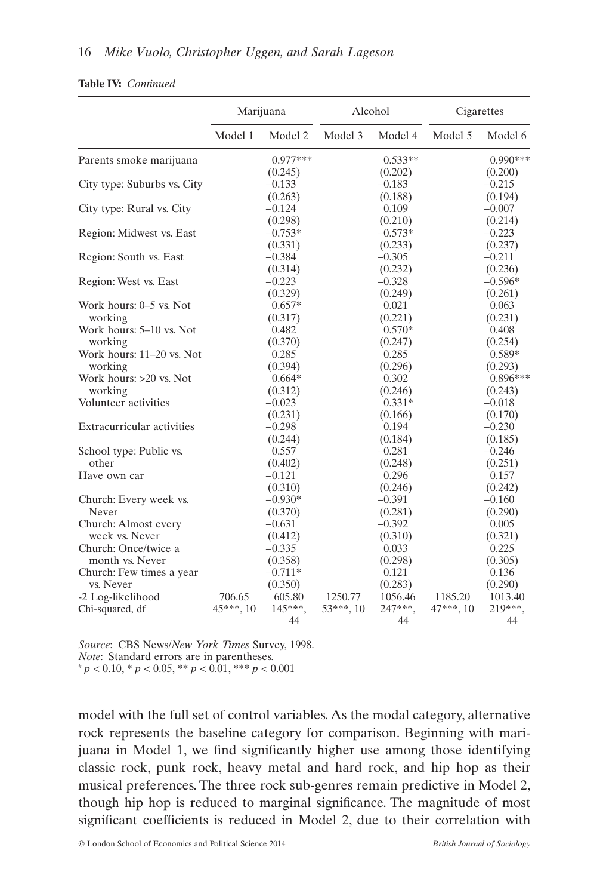**Table IV:** *Continued*

| | Marijuana | | Alcohol | | Cigarettes | |
|---|---|---|---|---|---|---|
| | Model 1 | Model 2 | Model 3 | Model 4 | Model 5 | Model 6 |
| Parents smoke marijuana | | 0.977*** | | 0.533** | | 0.990*** |
| | | (0.245) | | (0.202) | | (0.200) |
| City type: Suburbs vs. City | | −0.133 | | −0.183 | | −0.215 |
| | | (0.263) | | (0.188) | | (0.194) |
| City type: Rural vs. City | | −0.124 | | 0.109 | | −0.007 |
| | | (0.298) | | (0.210) | | (0.214) |
| Region: Midwest vs. East | | −0.753* | | −0.573* | | −0.223 |
| | | (0.331) | | (0.233) | | (0.237) |
| Region: South vs. East | | −0.384 | | −0.305 | | −0.211 |
| | | (0.314) | | (0.232) | | (0.236) |
| Region: West vs. East | | −0.223 | | −0.328 | | −0.596* |
| | | (0.329) | | (0.249) | | (0.261) |
| Work hours: 0–5 vs. Not working | | 0.657* | | 0.021 | | 0.063 |
| | | (0.317) | | (0.221) | | (0.231) |
| Work hours: 5–10 vs. Not working | | 0.482 | | 0.570* | | 0.408 |
| | | (0.370) | | (0.247) | | (0.254) |
| Work hours: 11–20 vs. Not working | | 0.285 | | 0.285 | | 0.589* |
| | | (0.394) | | (0.296) | | (0.293) |
| Work hours: >20 vs. Not working | | 0.664* | | 0.302 | | 0.896*** |
| | | (0.312) | | (0.246) | | (0.243) |
| Volunteer activities | | −0.023 | | 0.331* | | −0.018 |
| | | (0.231) | | (0.166) | | (0.170) |
| Extracurricular activities | | −0.298 | | 0.194 | | −0.230 |
| | | (0.244) | | (0.184) | | (0.185) |
| School type: Public vs. other | | 0.557 | | −0.281 | | −0.246 |
| | | (0.402) | | (0.248) | | (0.251) |
| Have own car | | −0.121 | | 0.296 | | 0.157 |
| | | (0.310) | | (0.246) | | (0.242) |
| Church: Every week vs. Never | | −0.930* | | −0.391 | | −0.160 |
| | | (0.370) | | (0.281) | | (0.290) |
| Church: Almost every week vs. Never | | −0.631 | | −0.392 | | 0.005 |
| | | (0.412) | | (0.310) | | (0.321) |
| Church: Once/twice a month vs. Never | | −0.335 | | 0.033 | | 0.225 |
| | | (0.358) | | (0.298) | | (0.305) |
| Church: Few times a year vs. Never | | −0.711* | | 0.121 | | 0.136 |
| | | (0.350) | | (0.283) | | (0.290) |
| -2 Log-likelihood | 706.65 | 605.80 | 1250.77 | 1056.46 | 1185.20 | 1013.40 |
| Chi-squared, df | 45***, 10 | 145***, 44 | 53***, 10 | 247***, 44 | 47***, 10 | 219***, 44 |

*Source*: CBS News/*New York Times* Survey, 1998.
*Note*: Standard errors are in parentheses.
# $p < 0.10$, * $p < 0.05$, ** $p < 0.01$, *** $p < 0.001$

model with the full set of control variables. As the modal category, alternative rock represents the baseline category for comparison. Beginning with marijuana in Model 1, we find significantly higher use among those identifying classic rock, punk rock, heavy metal and hard rock, and hip hop as their musical preferences. The three rock sub-genres remain predictive in Model 2, though hip hop is reduced to marginal significance. The magnitude of most significant coefficients is reduced in Model 2, due to their correlation with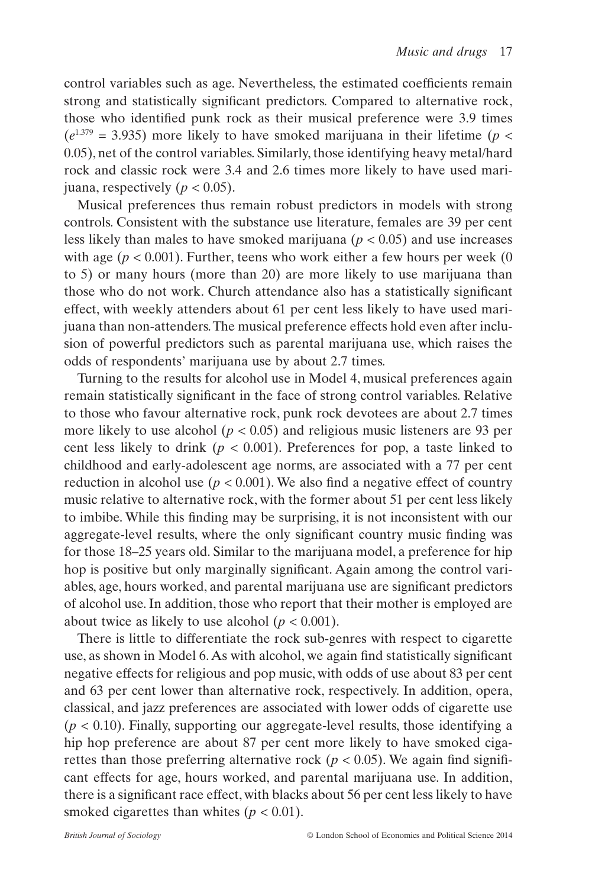control variables such as age. Nevertheless, the estimated coefficients remain strong and statistically significant predictors. Compared to alternative rock, those who identified punk rock as their musical preference were 3.9 times ($e^{1.379} = 3.935$) more likely to have smoked marijuana in their lifetime ($p < 0.05$), net of the control variables. Similarly, those identifying heavy metal/hard rock and classic rock were 3.4 and 2.6 times more likely to have used marijuana, respectively ($p < 0.05$).

Musical preferences thus remain robust predictors in models with strong controls. Consistent with the substance use literature, females are 39 per cent less likely than males to have smoked marijuana ($p < 0.05$) and use increases with age ($p < 0.001$). Further, teens who work either a few hours per week (0 to 5) or many hours (more than 20) are more likely to use marijuana than those who do not work. Church attendance also has a statistically significant effect, with weekly attenders about 61 per cent less likely to have used marijuana than non-attenders. The musical preference effects hold even after inclusion of powerful predictors such as parental marijuana use, which raises the odds of respondents' marijuana use by about 2.7 times.

Turning to the results for alcohol use in Model 4, musical preferences again remain statistically significant in the face of strong control variables. Relative to those who favour alternative rock, punk rock devotees are about 2.7 times more likely to use alcohol ($p < 0.05$) and religious music listeners are 93 per cent less likely to drink ($p < 0.001$). Preferences for pop, a taste linked to childhood and early-adolescent age norms, are associated with a 77 per cent reduction in alcohol use ($p < 0.001$). We also find a negative effect of country music relative to alternative rock, with the former about 51 per cent less likely to imbibe. While this finding may be surprising, it is not inconsistent with our aggregate-level results, where the only significant country music finding was for those 18–25 years old. Similar to the marijuana model, a preference for hip hop is positive but only marginally significant. Again among the control variables, age, hours worked, and parental marijuana use are significant predictors of alcohol use. In addition, those who report that their mother is employed are about twice as likely to use alcohol ($p < 0.001$).

There is little to differentiate the rock sub-genres with respect to cigarette use, as shown in Model 6. As with alcohol, we again find statistically significant negative effects for religious and pop music, with odds of use about 83 per cent and 63 per cent lower than alternative rock, respectively. In addition, opera, classical, and jazz preferences are associated with lower odds of cigarette use ($p < 0.10$). Finally, supporting our aggregate-level results, those identifying a hip hop preference are about 87 per cent more likely to have smoked cigarettes than those preferring alternative rock ($p < 0.05$). We again find significant effects for age, hours worked, and parental marijuana use. In addition, there is a significant race effect, with blacks about 56 per cent less likely to have smoked cigarettes than whites ($p < 0.01$).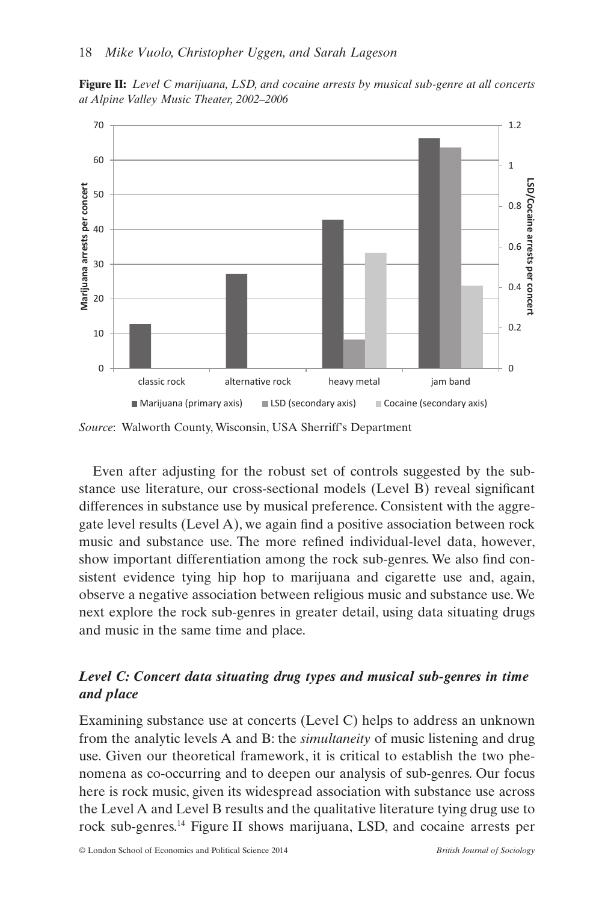**Figure II:** *Level C marijuana, LSD, and cocaine arrests by musical sub-genre at all concerts at Alpine Valley Music Theater, 2002–2006*

*Source*: Walworth County, Wisconsin, USA Sherriff's Department

Even after adjusting for the robust set of controls suggested by the substance use literature, our cross-sectional models (Level B) reveal significant differences in substance use by musical preference. Consistent with the aggregate level results (Level A), we again find a positive association between rock music and substance use. The more refined individual-level data, however, show important differentiation among the rock sub-genres. We also find consistent evidence tying hip hop to marijuana and cigarette use and, again, observe a negative association between religious music and substance use. We next explore the rock sub-genres in greater detail, using data situating drugs and music in the same time and place.

### *Level C: Concert data situating drug types and musical sub-genres in time and place*

Examining substance use at concerts (Level C) helps to address an unknown from the analytic levels A and B: the *simultaneity* of music listening and drug use. Given our theoretical framework, it is critical to establish the two phenomena as co-occurring and to deepen our analysis of sub-genres. Our focus here is rock music, given its widespread association with substance use across the Level A and Level B results and the qualitative literature tying drug use to rock sub-genres.[14] Figure II shows marijuana, LSD, and cocaine arrests per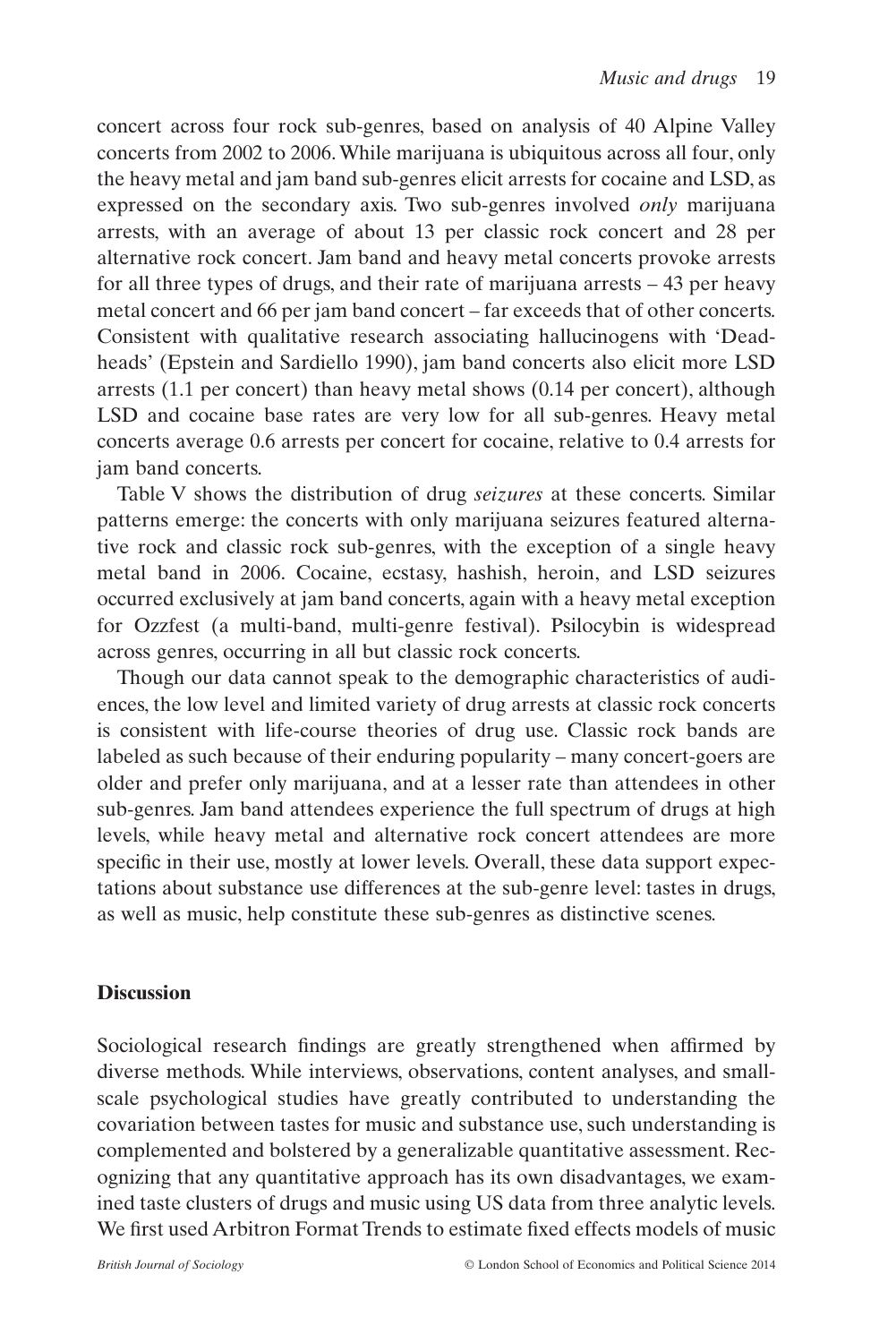concert across four rock sub-genres, based on analysis of 40 Alpine Valley concerts from 2002 to 2006. While marijuana is ubiquitous across all four, only the heavy metal and jam band sub-genres elicit arrests for cocaine and LSD, as expressed on the secondary axis. Two sub-genres involved *only* marijuana arrests, with an average of about 13 per classic rock concert and 28 per alternative rock concert. Jam band and heavy metal concerts provoke arrests for all three types of drugs, and their rate of marijuana arrests – 43 per heavy metal concert and 66 per jam band concert – far exceeds that of other concerts. Consistent with qualitative research associating hallucinogens with 'Deadheads' (Epstein and Sardiello 1990), jam band concerts also elicit more LSD arrests (1.1 per concert) than heavy metal shows (0.14 per concert), although LSD and cocaine base rates are very low for all sub-genres. Heavy metal concerts average 0.6 arrests per concert for cocaine, relative to 0.4 arrests for jam band concerts.

Table V shows the distribution of drug *seizures* at these concerts. Similar patterns emerge: the concerts with only marijuana seizures featured alternative rock and classic rock sub-genres, with the exception of a single heavy metal band in 2006. Cocaine, ecstasy, hashish, heroin, and LSD seizures occurred exclusively at jam band concerts, again with a heavy metal exception for Ozzfest (a multi-band, multi-genre festival). Psilocybin is widespread across genres, occurring in all but classic rock concerts.

Though our data cannot speak to the demographic characteristics of audiences, the low level and limited variety of drug arrests at classic rock concerts is consistent with life-course theories of drug use. Classic rock bands are labeled as such because of their enduring popularity – many concert-goers are older and prefer only marijuana, and at a lesser rate than attendees in other sub-genres. Jam band attendees experience the full spectrum of drugs at high levels, while heavy metal and alternative rock concert attendees are more specific in their use, mostly at lower levels. Overall, these data support expectations about substance use differences at the sub-genre level: tastes in drugs, as well as music, help constitute these sub-genres as distinctive scenes.

## Discussion

Sociological research findings are greatly strengthened when affirmed by diverse methods. While interviews, observations, content analyses, and small-scale psychological studies have greatly contributed to understanding the covariation between tastes for music and substance use, such understanding is complemented and bolstered by a generalizable quantitative assessment. Recognizing that any quantitative approach has its own disadvantages, we examined taste clusters of drugs and music using US data from three analytic levels. We first used Arbitron Format Trends to estimate fixed effects models of music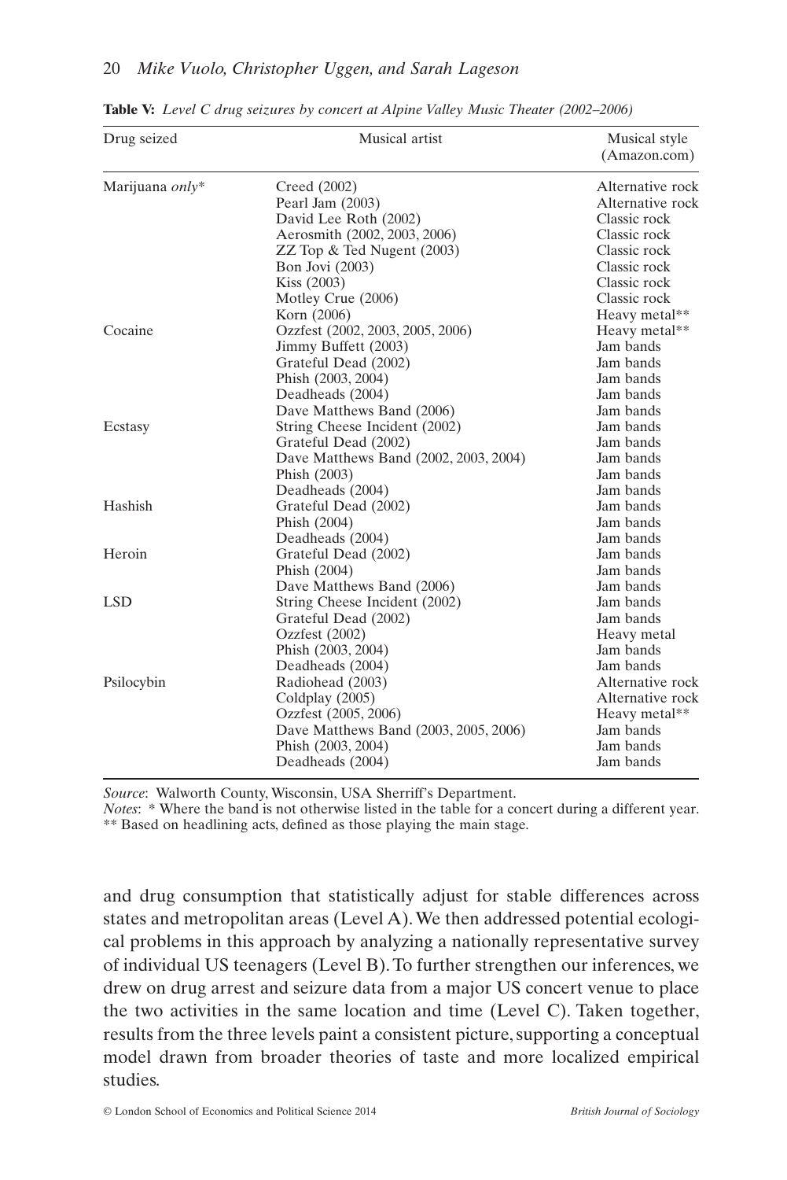**Table V:** *Level C drug seizures by concert at Alpine Valley Music Theater (2002–2006)*

| Drug seized | Musical artist | Musical style (Amazon.com) |
|---|---|---|
| Marijuana *only** | Creed (2002) | Alternative rock |
| | Pearl Jam (2003) | Alternative rock |
| | David Lee Roth (2002) | Classic rock |
| | Aerosmith (2002, 2003, 2006) | Classic rock |
| | ZZ Top & Ted Nugent (2003) | Classic rock |
| | Bon Jovi (2003) | Classic rock |
| | Kiss (2003) | Classic rock |
| | Motley Crue (2006) | Classic rock |
| | Korn (2006) | Heavy metal** |
| Cocaine | Ozzfest (2002, 2003, 2005, 2006) | Heavy metal** |
| | Jimmy Buffett (2003) | Jam bands |
| | Grateful Dead (2002) | Jam bands |
| | Phish (2003, 2004) | Jam bands |
| | Deadheads (2004) | Jam bands |
| | Dave Matthews Band (2006) | Jam bands |
| Ecstasy | String Cheese Incident (2002) | Jam bands |
| | Grateful Dead (2002) | Jam bands |
| | Dave Matthews Band (2002, 2003, 2004) | Jam bands |
| | Phish (2003) | Jam bands |
| | Deadheads (2004) | Jam bands |
| Hashish | Grateful Dead (2002) | Jam bands |
| | Phish (2004) | Jam bands |
| | Deadheads (2004) | Jam bands |
| Heroin | Grateful Dead (2002) | Jam bands |
| | Phish (2004) | Jam bands |
| | Dave Matthews Band (2006) | Jam bands |
| LSD | String Cheese Incident (2002) | Jam bands |
| | Grateful Dead (2002) | Jam bands |
| | Ozzfest (2002) | Heavy metal |
| | Phish (2003, 2004) | Jam bands |
| | Deadheads (2004) | Jam bands |
| Psilocybin | Radiohead (2003) | Alternative rock |
| | Coldplay (2005) | Alternative rock |
| | Ozzfest (2005, 2006) | Heavy metal** |
| | Dave Matthews Band (2003, 2005, 2006) | Jam bands |
| | Phish (2003, 2004) | Jam bands |
| | Deadheads (2004) | Jam bands |

*Source*: Walworth County, Wisconsin, USA Sherriff's Department.
*Notes*: * Where the band is not otherwise listed in the table for a concert during a different year.
** Based on headlining acts, defined as those playing the main stage.

and drug consumption that statistically adjust for stable differences across states and metropolitan areas (Level A). We then addressed potential ecological problems in this approach by analyzing a nationally representative survey of individual US teenagers (Level B). To further strengthen our inferences, we drew on drug arrest and seizure data from a major US concert venue to place the two activities in the same location and time (Level C). Taken together, results from the three levels paint a consistent picture, supporting a conceptual model drawn from broader theories of taste and more localized empirical studies.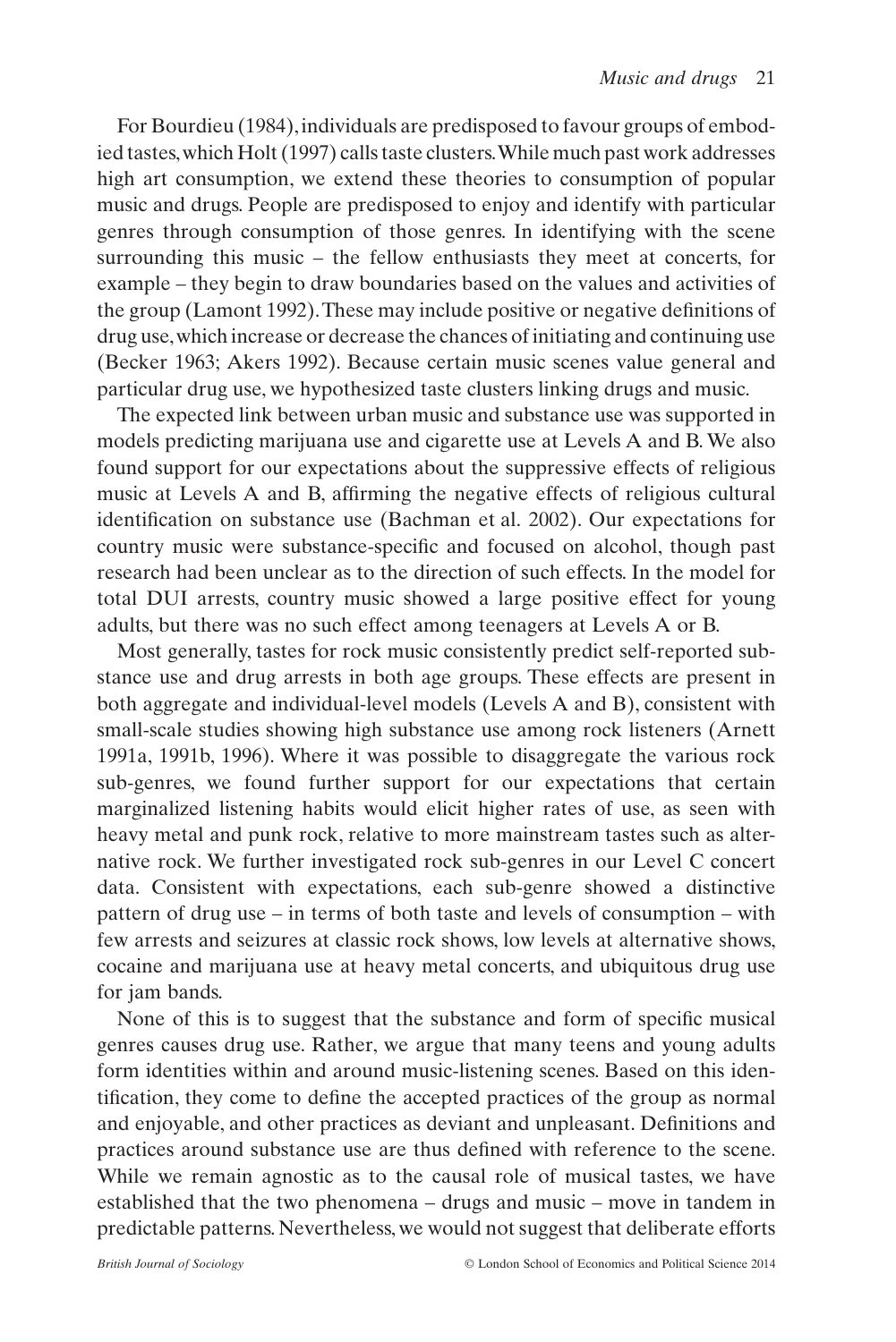For Bourdieu (1984), individuals are predisposed to favour groups of embodied tastes, which Holt (1997) calls taste clusters. While much past work addresses high art consumption, we extend these theories to consumption of popular music and drugs. People are predisposed to enjoy and identify with particular genres through consumption of those genres. In identifying with the scene surrounding this music – the fellow enthusiasts they meet at concerts, for example – they begin to draw boundaries based on the values and activities of the group (Lamont 1992). These may include positive or negative definitions of drug use, which increase or decrease the chances of initiating and continuing use (Becker 1963; Akers 1992). Because certain music scenes value general and particular drug use, we hypothesized taste clusters linking drugs and music.

The expected link between urban music and substance use was supported in models predicting marijuana use and cigarette use at Levels A and B. We also found support for our expectations about the suppressive effects of religious music at Levels A and B, affirming the negative effects of religious cultural identification on substance use (Bachman et al. 2002). Our expectations for country music were substance-specific and focused on alcohol, though past research had been unclear as to the direction of such effects. In the model for total DUI arrests, country music showed a large positive effect for young adults, but there was no such effect among teenagers at Levels A or B.

Most generally, tastes for rock music consistently predict self-reported substance use and drug arrests in both age groups. These effects are present in both aggregate and individual-level models (Levels A and B), consistent with small-scale studies showing high substance use among rock listeners (Arnett 1991a, 1991b, 1996). Where it was possible to disaggregate the various rock sub-genres, we found further support for our expectations that certain marginalized listening habits would elicit higher rates of use, as seen with heavy metal and punk rock, relative to more mainstream tastes such as alternative rock. We further investigated rock sub-genres in our Level C concert data. Consistent with expectations, each sub-genre showed a distinctive pattern of drug use – in terms of both taste and levels of consumption – with few arrests and seizures at classic rock shows, low levels at alternative shows, cocaine and marijuana use at heavy metal concerts, and ubiquitous drug use for jam bands.

None of this is to suggest that the substance and form of specific musical genres causes drug use. Rather, we argue that many teens and young adults form identities within and around music-listening scenes. Based on this identification, they come to define the accepted practices of the group as normal and enjoyable, and other practices as deviant and unpleasant. Definitions and practices around substance use are thus defined with reference to the scene. While we remain agnostic as to the causal role of musical tastes, we have established that the two phenomena – drugs and music – move in tandem in predictable patterns. Nevertheless, we would not suggest that deliberate efforts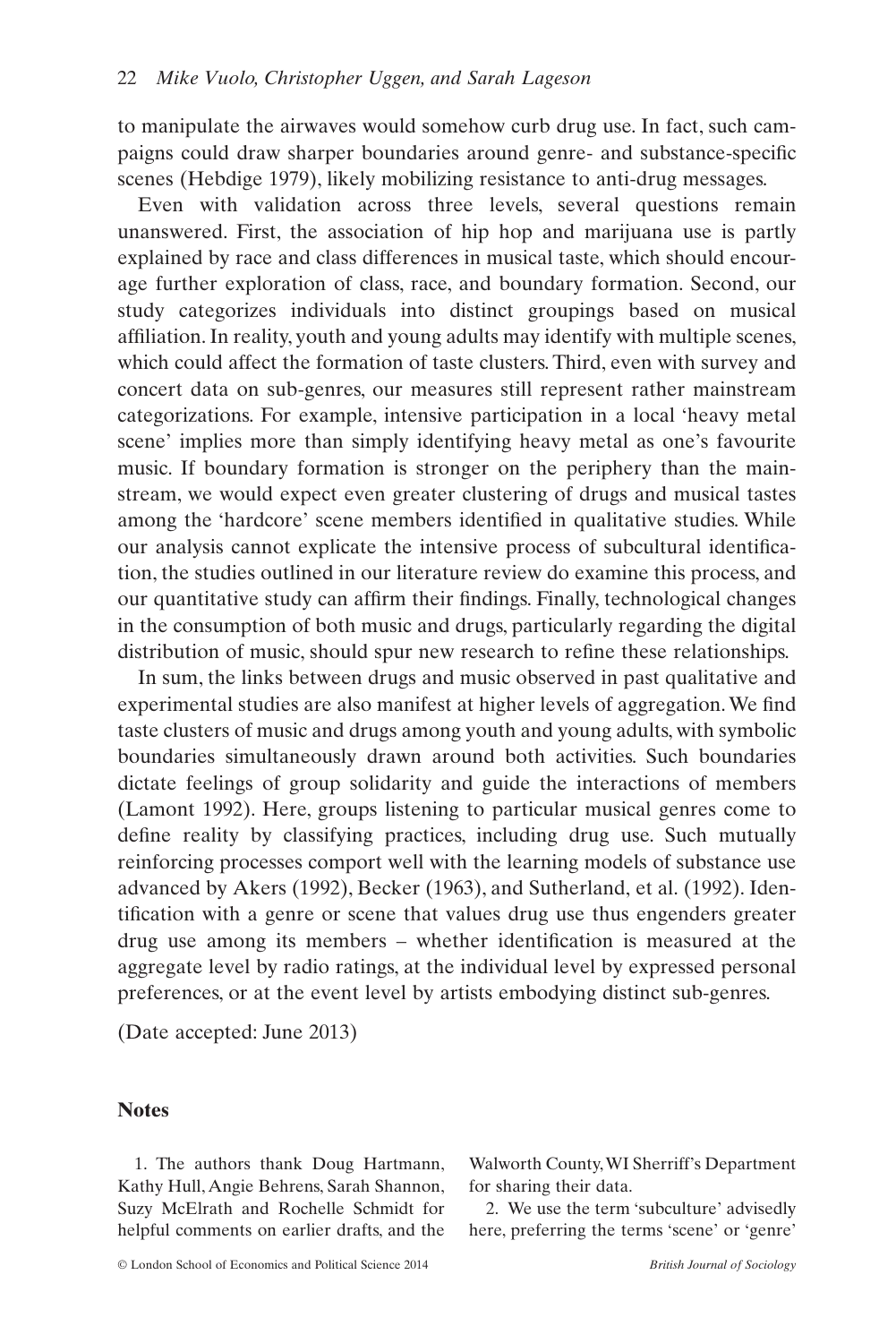to manipulate the airwaves would somehow curb drug use. In fact, such campaigns could draw sharper boundaries around genre- and substance-specific scenes (Hebdige 1979), likely mobilizing resistance to anti-drug messages.

Even with validation across three levels, several questions remain unanswered. First, the association of hip hop and marijuana use is partly explained by race and class differences in musical taste, which should encourage further exploration of class, race, and boundary formation. Second, our study categorizes individuals into distinct groupings based on musical affiliation. In reality, youth and young adults may identify with multiple scenes, which could affect the formation of taste clusters. Third, even with survey and concert data on sub-genres, our measures still represent rather mainstream categorizations. For example, intensive participation in a local 'heavy metal scene' implies more than simply identifying heavy metal as one's favourite music. If boundary formation is stronger on the periphery than the mainstream, we would expect even greater clustering of drugs and musical tastes among the 'hardcore' scene members identified in qualitative studies. While our analysis cannot explicate the intensive process of subcultural identification, the studies outlined in our literature review do examine this process, and our quantitative study can affirm their findings. Finally, technological changes in the consumption of both music and drugs, particularly regarding the digital distribution of music, should spur new research to refine these relationships.

In sum, the links between drugs and music observed in past qualitative and experimental studies are also manifest at higher levels of aggregation. We find taste clusters of music and drugs among youth and young adults, with symbolic boundaries simultaneously drawn around both activities. Such boundaries dictate feelings of group solidarity and guide the interactions of members (Lamont 1992). Here, groups listening to particular musical genres come to define reality by classifying practices, including drug use. Such mutually reinforcing processes comport well with the learning models of substance use advanced by Akers (1992), Becker (1963), and Sutherland, et al. (1992). Identification with a genre or scene that values drug use thus engenders greater drug use among its members – whether identification is measured at the aggregate level by radio ratings, at the individual level by expressed personal preferences, or at the event level by artists embodying distinct sub-genres.

(Date accepted: June 2013)

## Notes

1. The authors thank Doug Hartmann, Kathy Hull, Angie Behrens, Sarah Shannon, Suzy McElrath and Rochelle Schmidt for helpful comments on earlier drafts, and the Walworth County, WI Sherriff's Department for sharing their data.

2. We use the term 'subculture' advisedly here, preferring the terms 'scene' or 'genre'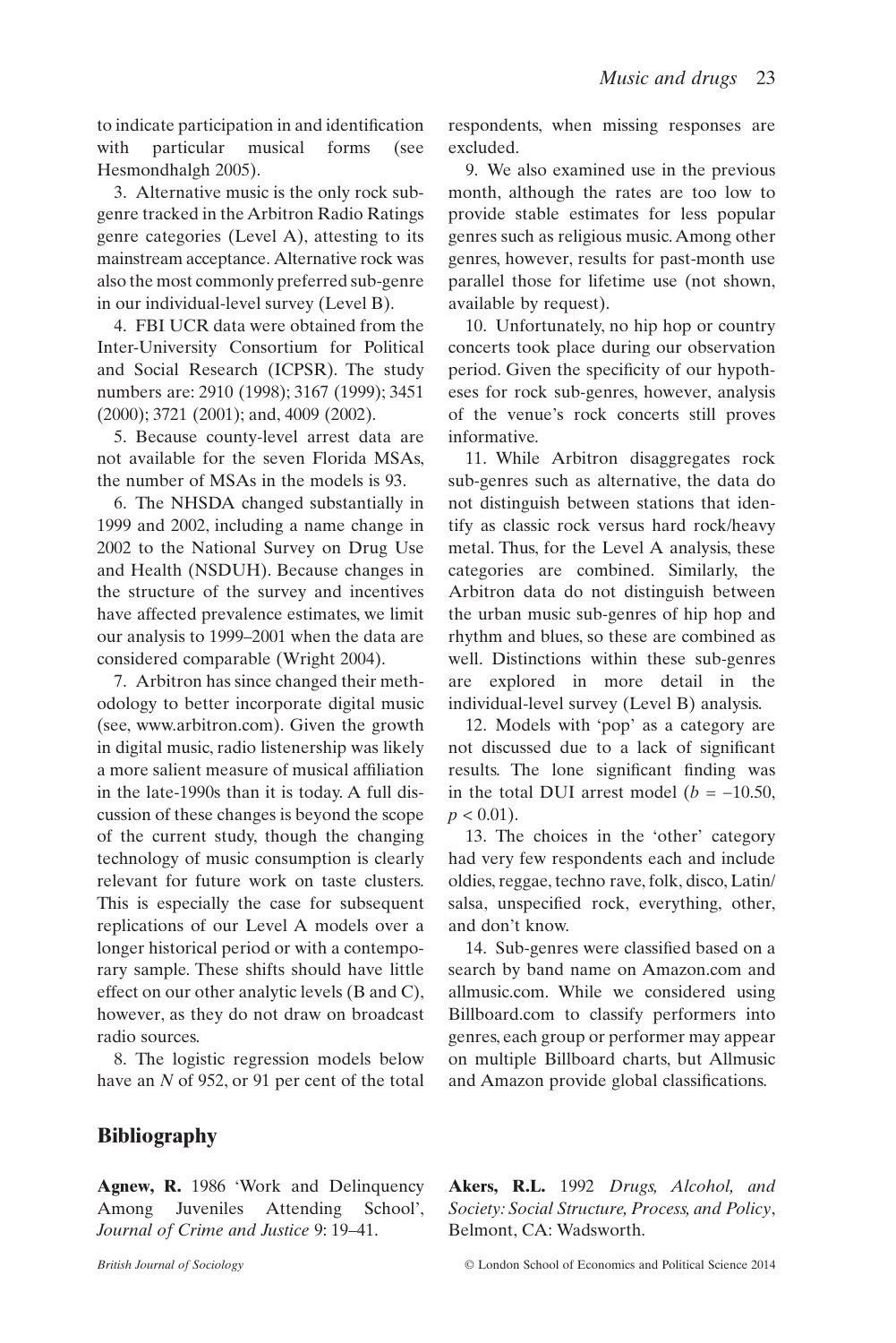to indicate participation in and identification with particular musical forms (see Hesmondhalgh 2005).

3. Alternative music is the only rock sub-genre tracked in the Arbitron Radio Ratings genre categories (Level A), attesting to its mainstream acceptance. Alternative rock was also the most commonly preferred sub-genre in our individual-level survey (Level B).

4. FBI UCR data were obtained from the Inter-University Consortium for Political and Social Research (ICPSR). The study numbers are: 2910 (1998); 3167 (1999); 3451 (2000); 3721 (2001); and, 4009 (2002).

5. Because county-level arrest data are not available for the seven Florida MSAs, the number of MSAs in the models is 93.

6. The NHSDA changed substantially in 1999 and 2002, including a name change in 2002 to the National Survey on Drug Use and Health (NSDUH). Because changes in the structure of the survey and incentives have affected prevalence estimates, we limit our analysis to 1999–2001 when the data are considered comparable (Wright 2004).

7. Arbitron has since changed their methodology to better incorporate digital music (see, www.arbitron.com). Given the growth in digital music, radio listenership was likely a more salient measure of musical affiliation in the late-1990s than it is today. A full discussion of these changes is beyond the scope of the current study, though the changing technology of music consumption is clearly relevant for future work on taste clusters. This is especially the case for subsequent replications of our Level A models over a longer historical period or with a contemporary sample. These shifts should have little effect on our other analytic levels (B and C), however, as they do not draw on broadcast radio sources.

8. The logistic regression models below have an $N$ of 952, or 91 per cent of the total respondents, when missing responses are excluded.

9. We also examined use in the previous month, although the rates are too low to provide stable estimates for less popular genres such as religious music. Among other genres, however, results for past-month use parallel those for lifetime use (not shown, available by request).

10. Unfortunately, no hip hop or country concerts took place during our observation period. Given the specificity of our hypotheses for rock sub-genres, however, analysis of the venue's rock concerts still proves informative.

11. While Arbitron disaggregates rock sub-genres such as alternative, the data do not distinguish between stations that identify as classic rock versus hard rock/heavy metal. Thus, for the Level A analysis, these categories are combined. Similarly, the Arbitron data do not distinguish between the urban music sub-genres of hip hop and rhythm and blues, so these are combined as well. Distinctions within these sub-genres are explored in more detail in the individual-level survey (Level B) analysis.

12. Models with 'pop' as a category are not discussed due to a lack of significant results. The lone significant finding was in the total DUI arrest model ($b = -10.50$, $p < 0.01$).

13. The choices in the 'other' category had very few respondents each and include oldies, reggae, techno rave, folk, disco, Latin/salsa, unspecified rock, everything, other, and don't know.

14. Sub-genres were classified based on a search by band name on Amazon.com and allmusic.com. While we considered using Billboard.com to classify performers into genres, each group or performer may appear on multiple Billboard charts, but Allmusic and Amazon provide global classifications.

## Bibliography

**Agnew, R.** 1986 'Work and Delinquency Among Juveniles Attending School', *Journal of Crime and Justice* 9: 19–41.

**Akers, R.L.** 1992 *Drugs, Alcohol, and Society: Social Structure, Process, and Policy*, Belmont, CA: Wadsworth.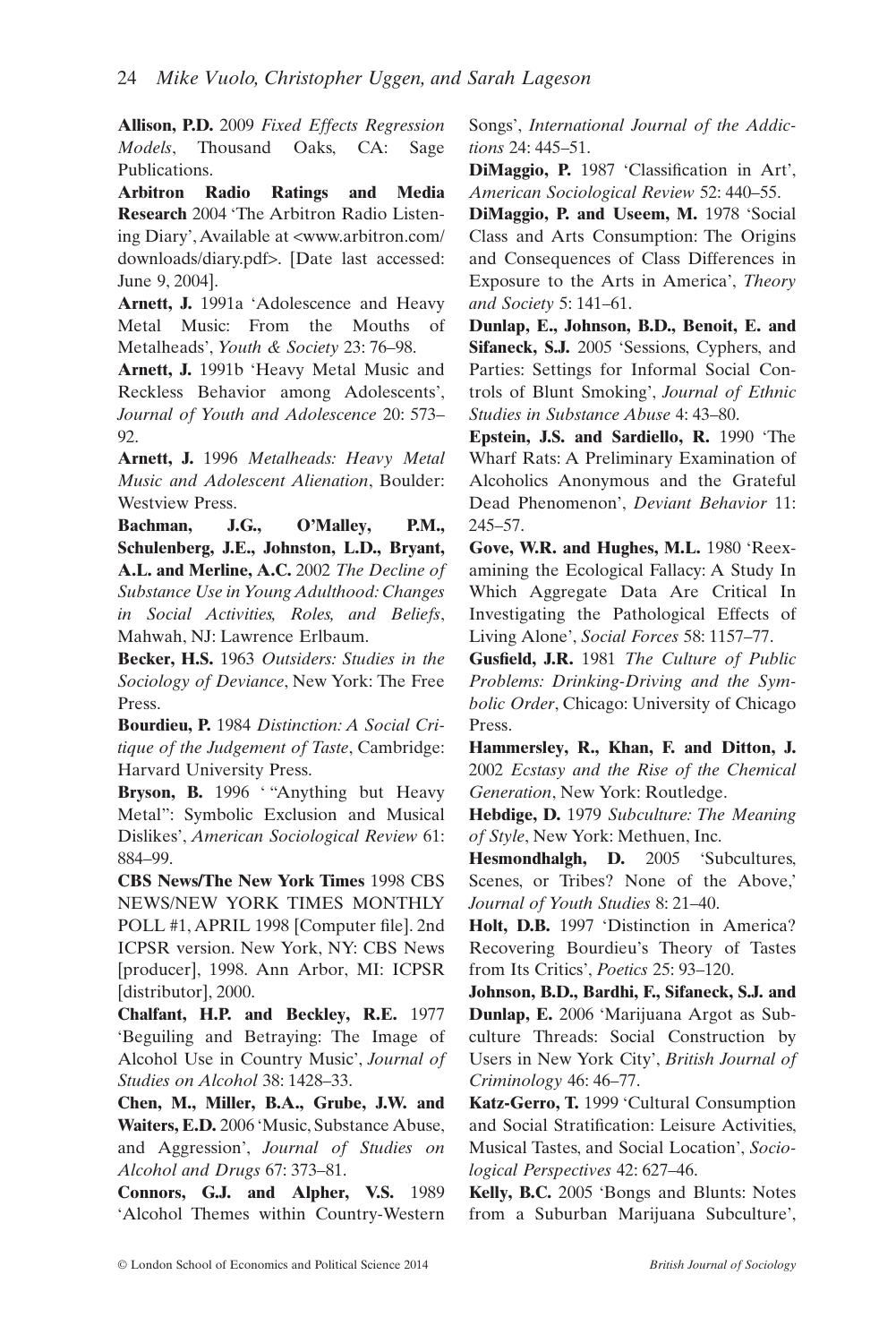**Allison, P.D.** 2009 *Fixed Effects Regression Models*, Thousand Oaks, CA: Sage Publications.

**Arbitron Radio Ratings and Media Research** 2004 'The Arbitron Radio Listening Diary', Available at <www.arbitron.com/downloads/diary.pdf>. [Date last accessed: June 9, 2004].

**Arnett, J.** 1991a 'Adolescence and Heavy Metal Music: From the Mouths of Metalheads', *Youth & Society* 23: 76–98.

**Arnett, J.** 1991b 'Heavy Metal Music and Reckless Behavior among Adolescents', *Journal of Youth and Adolescence* 20: 573–92.

**Arnett, J.** 1996 *Metalheads: Heavy Metal Music and Adolescent Alienation*, Boulder: Westview Press.

**Bachman, J.G., O'Malley, P.M., Schulenberg, J.E., Johnston, L.D., Bryant, A.L. and Merline, A.C.** 2002 *The Decline of Substance Use in Young Adulthood: Changes in Social Activities, Roles, and Beliefs*, Mahwah, NJ: Lawrence Erlbaum.

**Becker, H.S.** 1963 *Outsiders: Studies in the Sociology of Deviance*, New York: The Free Press.

**Bourdieu, P.** 1984 *Distinction: A Social Critique of the Judgement of Taste*, Cambridge: Harvard University Press.

**Bryson, B.** 1996 ' "Anything but Heavy Metal": Symbolic Exclusion and Musical Dislikes', *American Sociological Review* 61: 884–99.

**CBS News/The New York Times** 1998 CBS NEWS/NEW YORK TIMES MONTHLY POLL #1, APRIL 1998 [Computer file]. 2nd ICPSR version. New York, NY: CBS News [producer], 1998. Ann Arbor, MI: ICPSR [distributor], 2000.

**Chalfant, H.P. and Beckley, R.E.** 1977 'Beguiling and Betraying: The Image of Alcohol Use in Country Music', *Journal of Studies on Alcohol* 38: 1428–33.

**Chen, M., Miller, B.A., Grube, J.W. and Waiters, E.D.** 2006 'Music, Substance Abuse, and Aggression', *Journal of Studies on Alcohol and Drugs* 67: 373–81.

**Connors, G.J. and Alpher, V.S.** 1989 'Alcohol Themes within Country-Western Songs', *International Journal of the Addictions* 24: 445–51.

**DiMaggio, P.** 1987 'Classification in Art', *American Sociological Review* 52: 440–55.

**DiMaggio, P. and Useem, M.** 1978 'Social Class and Arts Consumption: The Origins and Consequences of Class Differences in Exposure to the Arts in America', *Theory and Society* 5: 141–61.

**Dunlap, E., Johnson, B.D., Benoit, E. and Sifaneck, S.J.** 2005 'Sessions, Cyphers, and Parties: Settings for Informal Social Controls of Blunt Smoking', *Journal of Ethnic Studies in Substance Abuse* 4: 43–80.

**Epstein, J.S. and Sardiello, R.** 1990 'The Wharf Rats: A Preliminary Examination of Alcoholics Anonymous and the Grateful Dead Phenomenon', *Deviant Behavior* 11: 245–57.

**Gove, W.R. and Hughes, M.L.** 1980 'Reexamining the Ecological Fallacy: A Study In Which Aggregate Data Are Critical In Investigating the Pathological Effects of Living Alone', *Social Forces* 58: 1157–77.

**Gusfield, J.R.** 1981 *The Culture of Public Problems: Drinking-Driving and the Symbolic Order*, Chicago: University of Chicago Press.

**Hammersley, R., Khan, F. and Ditton, J.** 2002 *Ecstasy and the Rise of the Chemical Generation*, New York: Routledge.

**Hebdige, D.** 1979 *Subculture: The Meaning of Style*, New York: Methuen, Inc.

**Hesmondhalgh, D.** 2005 'Subcultures, Scenes, or Tribes? None of the Above,' *Journal of Youth Studies* 8: 21–40.

**Holt, D.B.** 1997 'Distinction in America? Recovering Bourdieu's Theory of Tastes from Its Critics', *Poetics* 25: 93–120.

**Johnson, B.D., Bardhi, F., Sifaneck, S.J. and Dunlap, E.** 2006 'Marijuana Argot as Subculture Threads: Social Construction by Users in New York City', *British Journal of Criminology* 46: 46–77.

**Katz-Gerro, T.** 1999 'Cultural Consumption and Social Stratification: Leisure Activities, Musical Tastes, and Social Location', *Sociological Perspectives* 42: 627–46.

**Kelly, B.C.** 2005 'Bongs and Blunts: Notes from a Suburban Marijuana Subculture',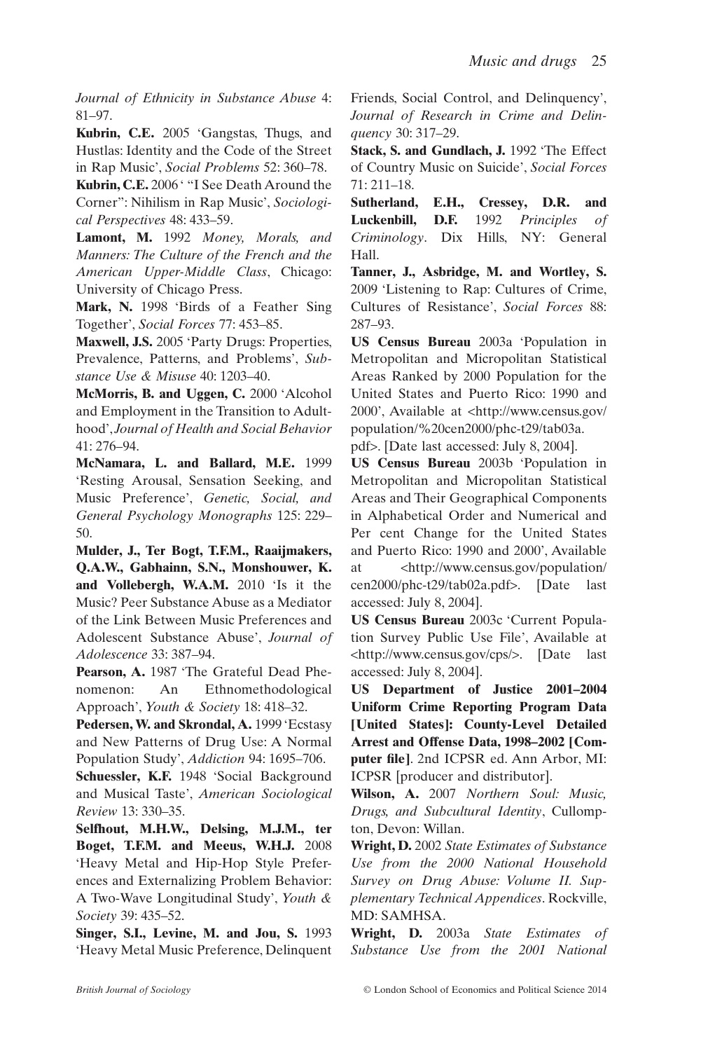*Journal of Ethnicity in Substance Abuse* 4: 81–97.

**Kubrin, C.E.** 2005 'Gangstas, Thugs, and Hustlas: Identity and the Code of the Street in Rap Music', *Social Problems* 52: 360–78.

**Kubrin, C.E.** 2006 ' "I See Death Around the Corner": Nihilism in Rap Music', *Sociological Perspectives* 48: 433–59.

**Lamont, M.** 1992 *Money, Morals, and Manners: The Culture of the French and the American Upper-Middle Class*, Chicago: University of Chicago Press.

**Mark, N.** 1998 'Birds of a Feather Sing Together', *Social Forces* 77: 453–85.

**Maxwell, J.S.** 2005 'Party Drugs: Properties, Prevalence, Patterns, and Problems', *Substance Use & Misuse* 40: 1203–40.

**McMorris, B. and Uggen, C.** 2000 'Alcohol and Employment in the Transition to Adulthood', *Journal of Health and Social Behavior* 41: 276–94.

**McNamara, L. and Ballard, M.E.** 1999 'Resting Arousal, Sensation Seeking, and Music Preference', *Genetic, Social, and General Psychology Monographs* 125: 229–50.

**Mulder, J., Ter Bogt, T.F.M., Raaijmakers, Q.A.W., Gabhainn, S.N., Monshouwer, K. and Vollebergh, W.A.M.** 2010 'Is it the Music? Peer Substance Abuse as a Mediator of the Link Between Music Preferences and Adolescent Substance Abuse', *Journal of Adolescence* 33: 387–94.

**Pearson, A.** 1987 'The Grateful Dead Phenomenon: An Ethnomethodological Approach', *Youth & Society* 18: 418–32.

**Pedersen, W. and Skrondal, A.** 1999 'Ecstasy and New Patterns of Drug Use: A Normal Population Study', *Addiction* 94: 1695–706.

**Schuessler, K.F.** 1948 'Social Background and Musical Taste', *American Sociological Review* 13: 330–35.

**Selfhout, M.H.W., Delsing, M.J.M., ter Boget, T.F.M. and Meeus, W.H.J.** 2008 'Heavy Metal and Hip-Hop Style Preferences and Externalizing Problem Behavior: A Two-Wave Longitudinal Study', *Youth & Society* 39: 435–52.

**Singer, S.I., Levine, M. and Jou, S.** 1993 'Heavy Metal Music Preference, Delinquent Friends, Social Control, and Delinquency', *Journal of Research in Crime and Delinquency* 30: 317–29.

**Stack, S. and Gundlach, J.** 1992 'The Effect of Country Music on Suicide', *Social Forces* 71: 211–18.

**Sutherland, E.H., Cressey, D.R. and Luckenbill, D.F.** 1992 *Principles of Criminology*. Dix Hills, NY: General Hall.

**Tanner, J., Asbridge, M. and Wortley, S.** 2009 'Listening to Rap: Cultures of Crime, Cultures of Resistance', *Social Forces* 88: 287–93.

**US Census Bureau** 2003a 'Population in Metropolitan and Micropolitan Statistical Areas Ranked by 2000 Population for the United States and Puerto Rico: 1990 and 2000', Available at <http://www.census.gov/population/%20cen2000/phc-t29/tab03a.pdf>. [Date last accessed: July 8, 2004].

**US Census Bureau** 2003b 'Population in Metropolitan and Micropolitan Statistical Areas and Their Geographical Components in Alphabetical Order and Numerical and Per cent Change for the United States and Puerto Rico: 1990 and 2000', Available at <http://www.census.gov/population/cen2000/phc-t29/tab02a.pdf>. [Date last accessed: July 8, 2004].

**US Census Bureau** 2003c 'Current Population Survey Public Use File', Available at <http://www.census.gov/cps/>. [Date last accessed: July 8, 2004].

**US Department of Justice 2001–2004 Uniform Crime Reporting Program Data [United States]: County-Level Detailed Arrest and Offense Data, 1998–2002 [Computer file]**. 2nd ICPSR ed. Ann Arbor, MI: ICPSR [producer and distributor].

**Wilson, A.** 2007 *Northern Soul: Music, Drugs, and Subcultural Identity*, Cullompton, Devon: Willan.

**Wright, D.** 2002 *State Estimates of Substance Use from the 2000 National Household Survey on Drug Abuse: Volume II. Supplementary Technical Appendices*. Rockville, MD: SAMHSA.

**Wright, D.** 2003a *State Estimates of Substance Use from the 2001 National*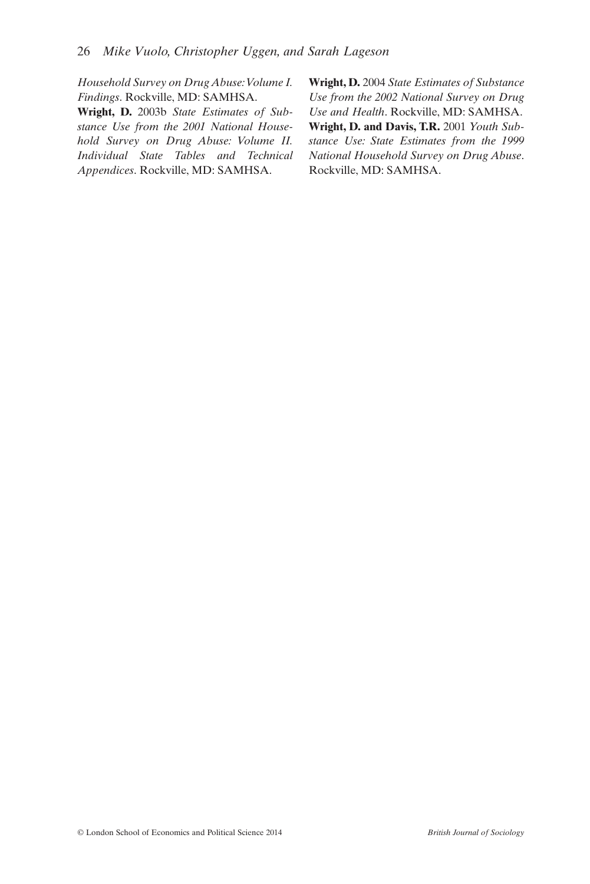*Household Survey on Drug Abuse: Volume I. Findings*. Rockville, MD: SAMHSA.

**Wright, D.** 2003b *State Estimates of Substance Use from the 2001 National Household Survey on Drug Abuse: Volume II. Individual State Tables and Technical Appendices*. Rockville, MD: SAMHSA.

**Wright, D.** 2004 *State Estimates of Substance Use from the 2002 National Survey on Drug Use and Health*. Rockville, MD: SAMHSA.

**Wright, D. and Davis, T.R.** 2001 *Youth Substance Use: State Estimates from the 1999 National Household Survey on Drug Abuse*. Rockville, MD: SAMHSA.